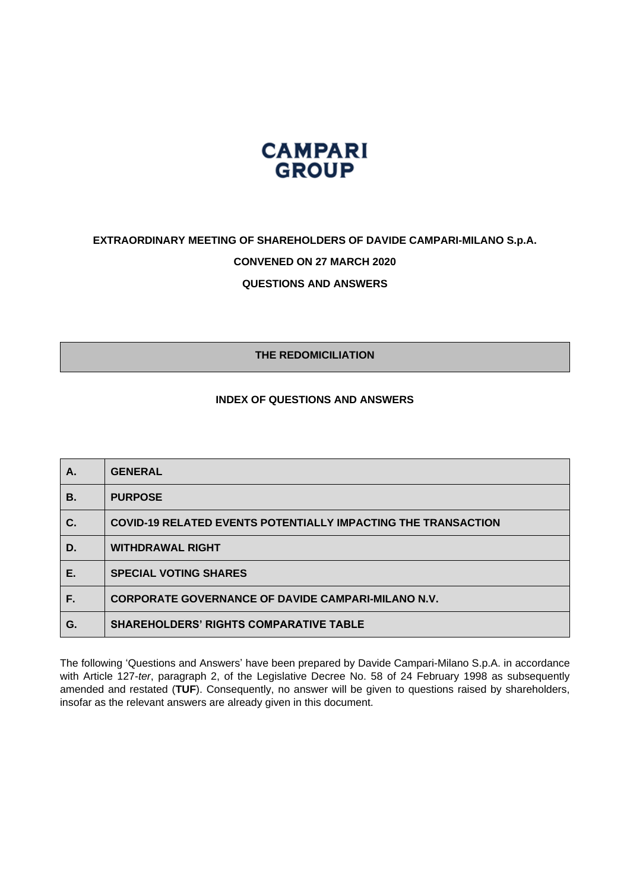**CAMPARI GROUP**

**EXTRAORDINARY MEETING OF SHAREHOLDERS OF DAVIDE CAMPARI-MILANO S.p.A.**

**CONVENED ON 27 MARCH 2020**

**QUESTIONS AND ANSWERS**

## THE REDOMICILIATION

### INDEX OF QUESTIONS AND ANSWERS

| | |
|---|---|
| **A.** | **GENERAL** |
| **B.** | **PURPOSE** |
| **C.** | **COVID-19 RELATED EVENTS POTENTIALLY IMPACTING THE TRANSACTION** |
| **D.** | **WITHDRAWAL RIGHT** |
| **E.** | **SPECIAL VOTING SHARES** |
| **F.** | **CORPORATE GOVERNANCE OF DAVIDE CAMPARI-MILANO N.V.** |
| **G.** | **SHAREHOLDERS' RIGHTS COMPARATIVE TABLE** |

The following 'Questions and Answers' have been prepared by Davide Campari-Milano S.p.A. in accordance with Article 127-*ter*, paragraph 2, of the Legislative Decree No. 58 of 24 February 1998 as subsequently amended and restated (**TUF**). Consequently, no answer will be given to questions raised by shareholders, insofar as the relevant answers are already given in this document.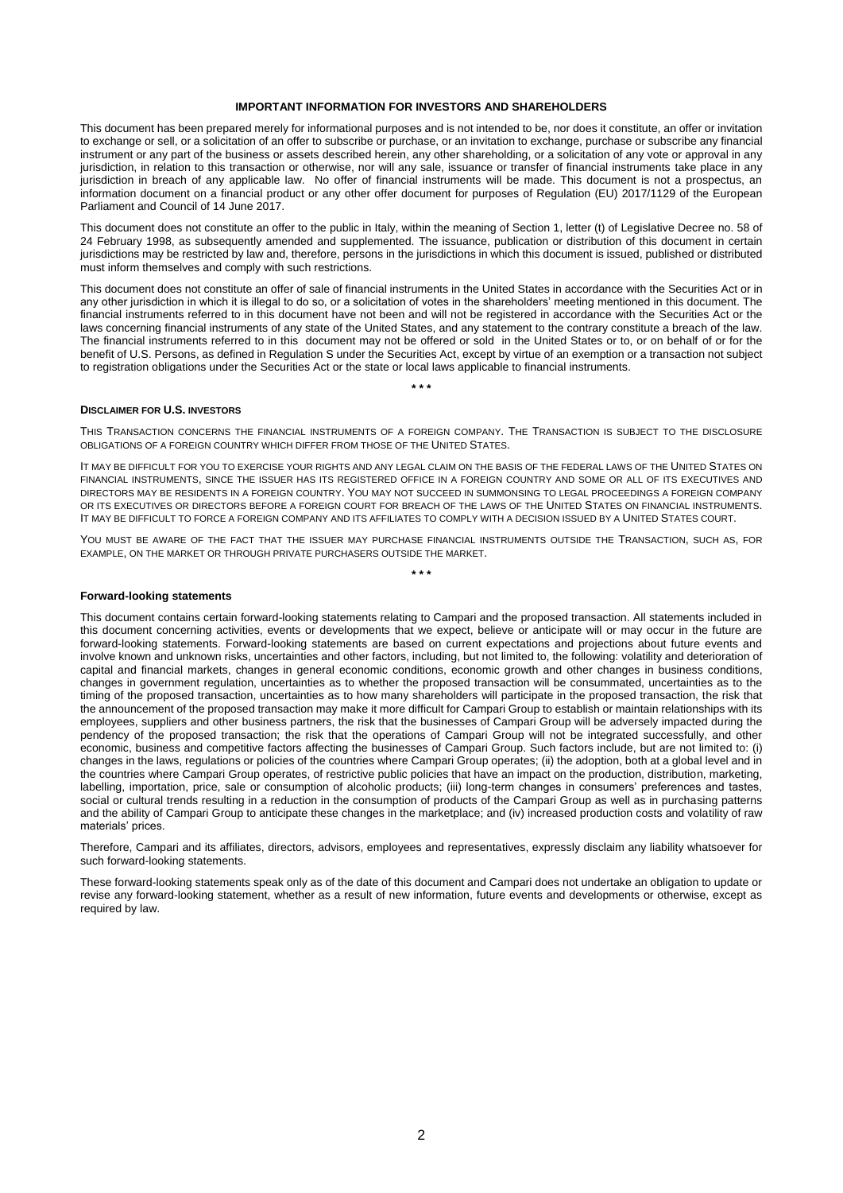## IMPORTANT INFORMATION FOR INVESTORS AND SHAREHOLDERS

This document has been prepared merely for informational purposes and is not intended to be, nor does it constitute, an offer or invitation to exchange or sell, or a solicitation of an offer to subscribe or purchase, or an invitation to exchange, purchase or subscribe any financial instrument or any part of the business or assets described herein, any other shareholding, or a solicitation of any vote or approval in any jurisdiction, in relation to this transaction or otherwise, nor will any sale, issuance or transfer of financial instruments take place in any jurisdiction in breach of any applicable law. No offer of financial instruments will be made. This document is not a prospectus, an information document on a financial product or any other offer document for purposes of Regulation (EU) 2017/1129 of the European Parliament and Council of 14 June 2017.

This document does not constitute an offer to the public in Italy, within the meaning of Section 1, letter (t) of Legislative Decree no. 58 of 24 February 1998, as subsequently amended and supplemented. The issuance, publication or distribution of this document in certain jurisdictions may be restricted by law and, therefore, persons in the jurisdictions in which this document is issued, published or distributed must inform themselves and comply with such restrictions.

This document does not constitute an offer of sale of financial instruments in the United States in accordance with the Securities Act or in any other jurisdiction in which it is illegal to do so, or a solicitation of votes in the shareholders' meeting mentioned in this document. The financial instruments referred to in this document have not been and will not be registered in accordance with the Securities Act or the laws concerning financial instruments of any state of the United States, and any statement to the contrary constitute a breach of the law. The financial instruments referred to in this document may not be offered or sold in the United States or to, or on behalf of or for the benefit of U.S. Persons, as defined in Regulation S under the Securities Act, except by virtue of an exemption or a transaction not subject to registration obligations under the Securities Act or the state or local laws applicable to financial instruments.

\* \* \*

**DISCLAIMER FOR U.S. INVESTORS**

THIS TRANSACTION CONCERNS THE FINANCIAL INSTRUMENTS OF A FOREIGN COMPANY. THE TRANSACTION IS SUBJECT TO THE DISCLOSURE OBLIGATIONS OF A FOREIGN COUNTRY WHICH DIFFER FROM THOSE OF THE UNITED STATES.

IT MAY BE DIFFICULT FOR YOU TO EXERCISE YOUR RIGHTS AND ANY LEGAL CLAIM ON THE BASIS OF THE FEDERAL LAWS OF THE UNITED STATES ON FINANCIAL INSTRUMENTS, SINCE THE ISSUER HAS ITS REGISTERED OFFICE IN A FOREIGN COUNTRY AND SOME OR ALL OF ITS EXECUTIVES AND DIRECTORS MAY BE RESIDENTS IN A FOREIGN COUNTRY. YOU MAY NOT SUCCEED IN SUMMONSING TO LEGAL PROCEEDINGS A FOREIGN COMPANY OR ITS EXECUTIVES OR DIRECTORS BEFORE A FOREIGN COURT FOR BREACH OF THE LAWS OF THE UNITED STATES ON FINANCIAL INSTRUMENTS. IT MAY BE DIFFICULT TO FORCE A FOREIGN COMPANY AND ITS AFFILIATES TO COMPLY WITH A DECISION ISSUED BY A UNITED STATES COURT.

YOU MUST BE AWARE OF THE FACT THAT THE ISSUER MAY PURCHASE FINANCIAL INSTRUMENTS OUTSIDE THE TRANSACTION, SUCH AS, FOR EXAMPLE, ON THE MARKET OR THROUGH PRIVATE PURCHASERS OUTSIDE THE MARKET.

\* \* \*

**Forward-looking statements**

This document contains certain forward-looking statements relating to Campari and the proposed transaction. All statements included in this document concerning activities, events or developments that we expect, believe or anticipate will or may occur in the future are forward-looking statements. Forward-looking statements are based on current expectations and projections about future events and involve known and unknown risks, uncertainties and other factors, including, but not limited to, the following: volatility and deterioration of capital and financial markets, changes in general economic conditions, economic growth and other changes in business conditions, changes in government regulation, uncertainties as to whether the proposed transaction will be consummated, uncertainties as to the timing of the proposed transaction, uncertainties as to how many shareholders will participate in the proposed transaction, the risk that the announcement of the proposed transaction may make it more difficult for Campari Group to establish or maintain relationships with its employees, suppliers and other business partners, the risk that the businesses of Campari Group will be adversely impacted during the pendency of the proposed transaction; the risk that the operations of Campari Group will not be integrated successfully, and other economic, business and competitive factors affecting the businesses of Campari Group. Such factors include, but are not limited to: (i) changes in the laws, regulations or policies of the countries where Campari Group operates; (ii) the adoption, both at a global level and in the countries where Campari Group operates, of restrictive public policies that have an impact on the production, distribution, marketing, labelling, importation, price, sale or consumption of alcoholic products; (iii) long-term changes in consumers' preferences and tastes, social or cultural trends resulting in a reduction in the consumption of products of the Campari Group as well as in purchasing patterns and the ability of Campari Group to anticipate these changes in the marketplace; and (iv) increased production costs and volatility of raw materials' prices.

Therefore, Campari and its affiliates, directors, advisors, employees and representatives, expressly disclaim any liability whatsoever for such forward-looking statements.

These forward-looking statements speak only as of the date of this document and Campari does not undertake an obligation to update or revise any forward-looking statement, whether as a result of new information, future events and developments or otherwise, except as required by law.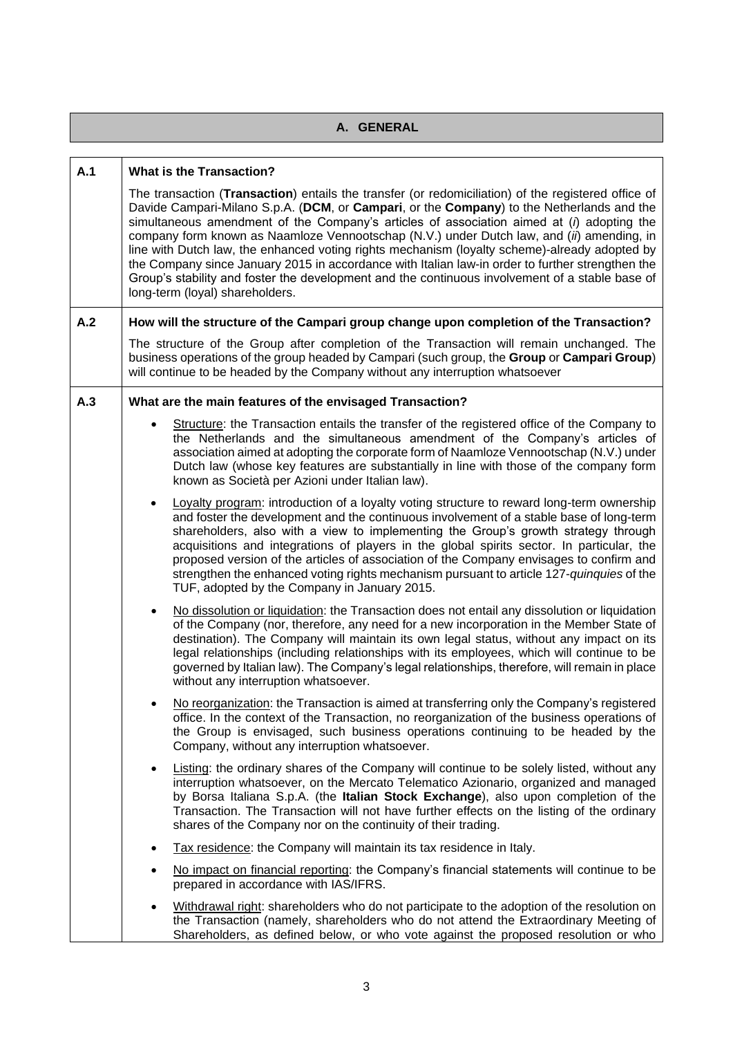## A. GENERAL

### A.1 What is the Transaction?

The transaction (**Transaction**) entails the transfer (or redomiciliation) of the registered office of Davide Campari-Milano S.p.A. (**DCM**, or **Campari**, or the **Company**) to the Netherlands and the simultaneous amendment of the Company's articles of association aimed at (*i*) adopting the company form known as Naamloze Vennootschap (N.V.) under Dutch law, and (*ii*) amending, in line with Dutch law, the enhanced voting rights mechanism (loyalty scheme)-already adopted by the Company since January 2015 in accordance with Italian law-in order to further strengthen the Group's stability and foster the development and the continuous involvement of a stable base of long-term (loyal) shareholders.

### A.2 How will the structure of the Campari group change upon completion of the Transaction?

The structure of the Group after completion of the Transaction will remain unchanged. The business operations of the group headed by Campari (such group, the **Group** or **Campari Group**) will continue to be headed by the Company without any interruption whatsoever

### A.3 What are the main features of the envisaged Transaction?

- Structure: the Transaction entails the transfer of the registered office of the Company to the Netherlands and the simultaneous amendment of the Company's articles of association aimed at adopting the corporate form of Naamloze Vennootschap (N.V.) under Dutch law (whose key features are substantially in line with those of the company form known as Società per Azioni under Italian law).
- Loyalty program: introduction of a loyalty voting structure to reward long-term ownership and foster the development and the continuous involvement of a stable base of long-term shareholders, also with a view to implementing the Group's growth strategy through acquisitions and integrations of players in the global spirits sector. In particular, the proposed version of the articles of association of the Company envisages to confirm and strengthen the enhanced voting rights mechanism pursuant to article 127-*quinquies* of the TUF, adopted by the Company in January 2015.
- No dissolution or liquidation: the Transaction does not entail any dissolution or liquidation of the Company (nor, therefore, any need for a new incorporation in the Member State of destination). The Company will maintain its own legal status, without any impact on its legal relationships (including relationships with its employees, which will continue to be governed by Italian law). The Company's legal relationships, therefore, will remain in place without any interruption whatsoever.
- No reorganization: the Transaction is aimed at transferring only the Company's registered office. In the context of the Transaction, no reorganization of the business operations of the Group is envisaged, such business operations continuing to be headed by the Company, without any interruption whatsoever.
- Listing: the ordinary shares of the Company will continue to be solely listed, without any interruption whatsoever, on the Mercato Telematico Azionario, organized and managed by Borsa Italiana S.p.A. (the **Italian Stock Exchange**), also upon completion of the Transaction. The Transaction will not have further effects on the listing of the ordinary shares of the Company nor on the continuity of their trading.
- Tax residence: the Company will maintain its tax residence in Italy.
- No impact on financial reporting: the Company's financial statements will continue to be prepared in accordance with IAS/IFRS.
- Withdrawal right: shareholders who do not participate to the adoption of the resolution on the Transaction (namely, shareholders who do not attend the Extraordinary Meeting of Shareholders, as defined below, or who vote against the proposed resolution or who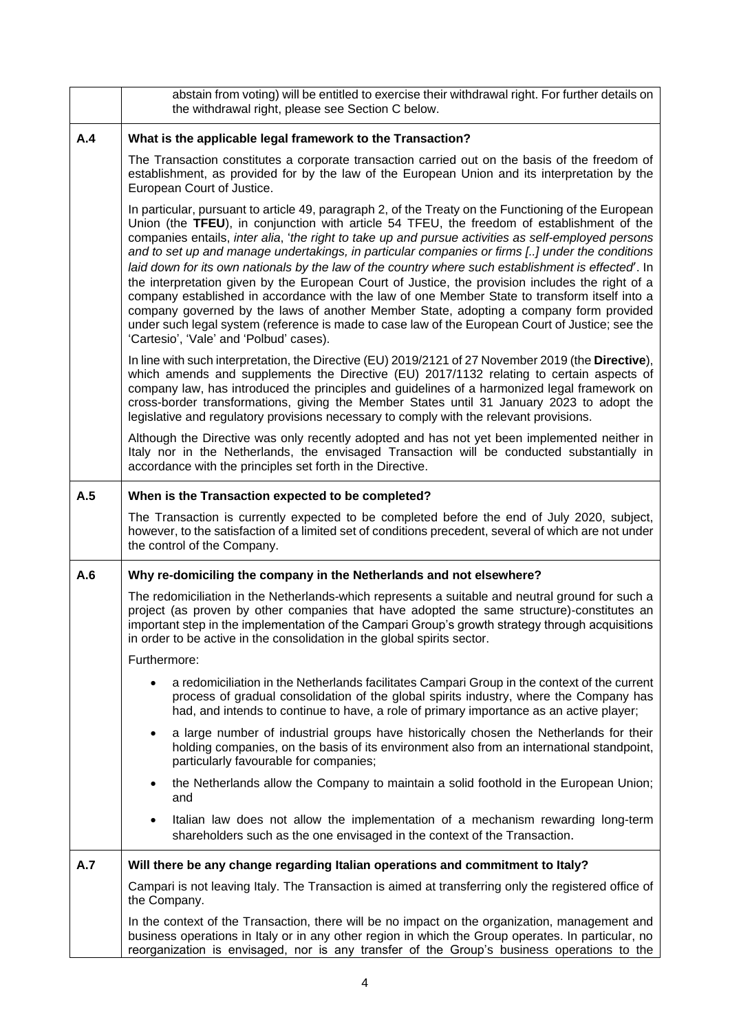abstain from voting) will be entitled to exercise their withdrawal right. For further details on the withdrawal right, please see Section C below.

### A.4 What is the applicable legal framework to the Transaction?

The Transaction constitutes a corporate transaction carried out on the basis of the freedom of establishment, as provided for by the law of the European Union and its interpretation by the European Court of Justice.

In particular, pursuant to article 49, paragraph 2, of the Treaty on the Functioning of the European Union (the **TFEU**), in conjunction with article 54 TFEU, the freedom of establishment of the companies entails, *inter alia*, '*the right to take up and pursue activities as self-employed persons and to set up and manage undertakings, in particular companies or firms [..] under the conditions laid down for its own nationals by the law of the country where such establishment is effected*'. In the interpretation given by the European Court of Justice, the provision includes the right of a company established in accordance with the law of one Member State to transform itself into a company governed by the laws of another Member State, adopting a company form provided under such legal system (reference is made to case law of the European Court of Justice; see the 'Cartesio', 'Vale' and 'Polbud' cases).

In line with such interpretation, the Directive (EU) 2019/2121 of 27 November 2019 (the **Directive**), which amends and supplements the Directive (EU) 2017/1132 relating to certain aspects of company law, has introduced the principles and guidelines of a harmonized legal framework on cross-border transformations, giving the Member States until 31 January 2023 to adopt the legislative and regulatory provisions necessary to comply with the relevant provisions.

Although the Directive was only recently adopted and has not yet been implemented neither in Italy nor in the Netherlands, the envisaged Transaction will be conducted substantially in accordance with the principles set forth in the Directive.

### A.5 When is the Transaction expected to be completed?

The Transaction is currently expected to be completed before the end of July 2020, subject, however, to the satisfaction of a limited set of conditions precedent, several of which are not under the control of the Company.

### A.6 Why re-domiciling the company in the Netherlands and not elsewhere?

The redomiciliation in the Netherlands-which represents a suitable and neutral ground for such a project (as proven by other companies that have adopted the same structure)-constitutes an important step in the implementation of the Campari Group's growth strategy through acquisitions in order to be active in the consolidation in the global spirits sector.

Furthermore:

- a redomiciliation in the Netherlands facilitates Campari Group in the context of the current process of gradual consolidation of the global spirits industry, where the Company has had, and intends to continue to have, a role of primary importance as an active player;
- a large number of industrial groups have historically chosen the Netherlands for their holding companies, on the basis of its environment also from an international standpoint, particularly favourable for companies;
- the Netherlands allow the Company to maintain a solid foothold in the European Union; and
- Italian law does not allow the implementation of a mechanism rewarding long-term shareholders such as the one envisaged in the context of the Transaction.

### A.7 Will there be any change regarding Italian operations and commitment to Italy?

Campari is not leaving Italy. The Transaction is aimed at transferring only the registered office of the Company.

In the context of the Transaction, there will be no impact on the organization, management and business operations in Italy or in any other region in which the Group operates. In particular, no reorganization is envisaged, nor is any transfer of the Group's business operations to the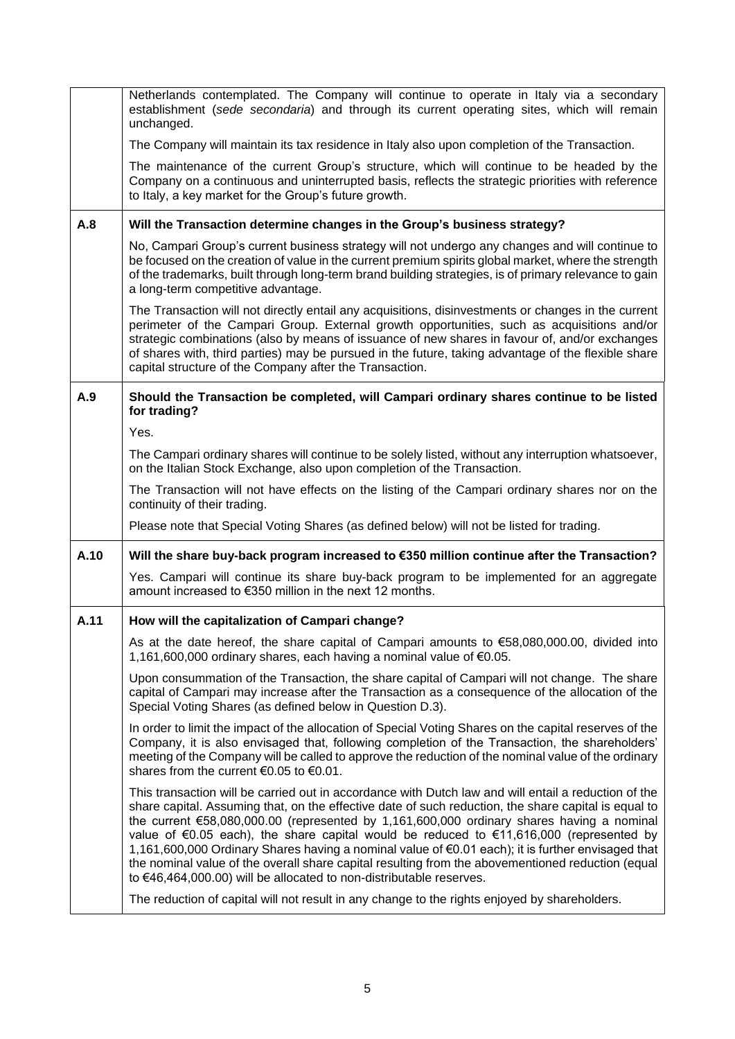| | |
|---|---|
| | Netherlands contemplated. The Company will continue to operate in Italy via a secondary establishment (*sede secondaria*) and through its current operating sites, which will remain unchanged.<br><br>The Company will maintain its tax residence in Italy also upon completion of the Transaction.<br><br>The maintenance of the current Group's structure, which will continue to be headed by the Company on a continuous and uninterrupted basis, reflects the strategic priorities with reference to Italy, a key market for the Group's future growth. |
| **A.8** | **Will the Transaction determine changes in the Group's business strategy?**<br><br>No, Campari Group's current business strategy will not undergo any changes and will continue to be focused on the creation of value in the current premium spirits global market, where the strength of the trademarks, built through long-term brand building strategies, is of primary relevance to gain a long-term competitive advantage.<br><br>The Transaction will not directly entail any acquisitions, disinvestments or changes in the current perimeter of the Campari Group. External growth opportunities, such as acquisitions and/or strategic combinations (also by means of issuance of new shares in favour of, and/or exchanges of shares with, third parties) may be pursued in the future, taking advantage of the flexible share capital structure of the Company after the Transaction. |
| **A.9** | **Should the Transaction be completed, will Campari ordinary shares continue to be listed for trading?**<br><br>Yes.<br><br>The Campari ordinary shares will continue to be solely listed, without any interruption whatsoever, on the Italian Stock Exchange, also upon completion of the Transaction.<br><br>The Transaction will not have effects on the listing of the Campari ordinary shares nor on the continuity of their trading.<br><br>Please note that Special Voting Shares (as defined below) will not be listed for trading. |
| **A.10** | **Will the share buy-back program increased to €350 million continue after the Transaction?**<br><br>Yes. Campari will continue its share buy-back program to be implemented for an aggregate amount increased to €350 million in the next 12 months. |
| **A.11** | **How will the capitalization of Campari change?**<br><br>As at the date hereof, the share capital of Campari amounts to €58,080,000.00, divided into 1,161,600,000 ordinary shares, each having a nominal value of €0.05.<br><br>Upon consummation of the Transaction, the share capital of Campari will not change. The share capital of Campari may increase after the Transaction as a consequence of the allocation of the Special Voting Shares (as defined below in Question D.3).<br><br>In order to limit the impact of the allocation of Special Voting Shares on the capital reserves of the Company, it is also envisaged that, following completion of the Transaction, the shareholders' meeting of the Company will be called to approve the reduction of the nominal value of the ordinary shares from the current €0.05 to €0.01.<br><br>This transaction will be carried out in accordance with Dutch law and will entail a reduction of the share capital. Assuming that, on the effective date of such reduction, the share capital is equal to the current €58,080,000.00 (represented by 1,161,600,000 ordinary shares having a nominal value of €0.05 each), the share capital would be reduced to €11,616,000 (represented by 1,161,600,000 Ordinary Shares having a nominal value of €0.01 each); it is further envisaged that the nominal value of the overall share capital resulting from the abovementioned reduction (equal to €46,464,000.00) will be allocated to non-distributable reserves.<br><br>The reduction of capital will not result in any change to the rights enjoyed by shareholders. |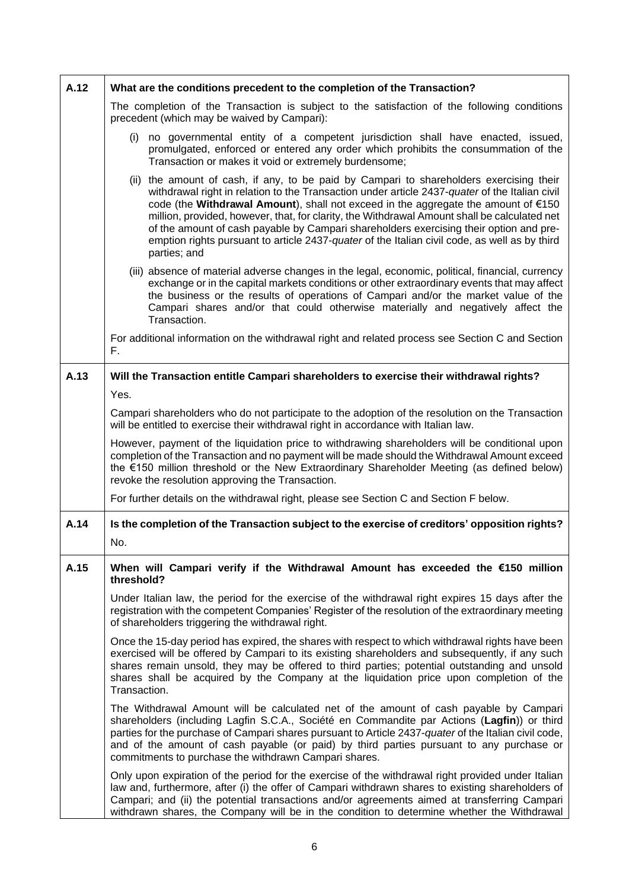| A.12 | **What are the conditions precedent to the completion of the Transaction?** |
|---|---|
| | The completion of the Transaction is subject to the satisfaction of the following conditions precedent (which may be waived by Campari):<br><br>(i) no governmental entity of a competent jurisdiction shall have enacted, issued, promulgated, enforced or entered any order which prohibits the consummation of the Transaction or makes it void or extremely burdensome;<br><br>(ii) the amount of cash, if any, to be paid by Campari to shareholders exercising their withdrawal right in relation to the Transaction under article 2437-*quater* of the Italian civil code (the **Withdrawal Amount**), shall not exceed in the aggregate the amount of €150 million, provided, however, that, for clarity, the Withdrawal Amount shall be calculated net of the amount of cash payable by Campari shareholders exercising their option and pre-emption rights pursuant to article 2437-*quater* of the Italian civil code, as well as by third parties; and<br><br>(iii) absence of material adverse changes in the legal, economic, political, financial, currency exchange or in the capital markets conditions or other extraordinary events that may affect the business or the results of operations of Campari and/or the market value of the Campari shares and/or that could otherwise materially and negatively affect the Transaction.<br><br>For additional information on the withdrawal right and related process see Section C and Section F. |
| A.13 | **Will the Transaction entitle Campari shareholders to exercise their withdrawal rights?** |
| | Yes.<br><br>Campari shareholders who do not participate to the adoption of the resolution on the Transaction will be entitled to exercise their withdrawal right in accordance with Italian law.<br><br>However, payment of the liquidation price to withdrawing shareholders will be conditional upon completion of the Transaction and no payment will be made should the Withdrawal Amount exceed the €150 million threshold or the New Extraordinary Shareholder Meeting (as defined below) revoke the resolution approving the Transaction.<br><br>For further details on the withdrawal right, please see Section C and Section F below. |
| A.14 | **Is the completion of the Transaction subject to the exercise of creditors' opposition rights?** |
| | No. |
| A.15 | **When will Campari verify if the Withdrawal Amount has exceeded the €150 million threshold?** |
| | Under Italian law, the period for the exercise of the withdrawal right expires 15 days after the registration with the competent Companies' Register of the resolution of the extraordinary meeting of shareholders triggering the withdrawal right.<br><br>Once the 15-day period has expired, the shares with respect to which withdrawal rights have been exercised will be offered by Campari to its existing shareholders and subsequently, if any such shares remain unsold, they may be offered to third parties; potential outstanding and unsold shares shall be acquired by the Company at the liquidation price upon completion of the Transaction.<br><br>The Withdrawal Amount will be calculated net of the amount of cash payable by Campari shareholders (including Lagfin S.C.A., Société en Commandite par Actions (**Lagfin**)) or third parties for the purchase of Campari shares pursuant to Article 2437-*quater* of the Italian civil code, and of the amount of cash payable (or paid) by third parties pursuant to any purchase or commitments to purchase the withdrawn Campari shares.<br><br>Only upon expiration of the period for the exercise of the withdrawal right provided under Italian law and, furthermore, after (i) the offer of Campari withdrawn shares to existing shareholders of Campari; and (ii) the potential transactions and/or agreements aimed at transferring Campari withdrawn shares, the Company will be in the condition to determine whether the Withdrawal |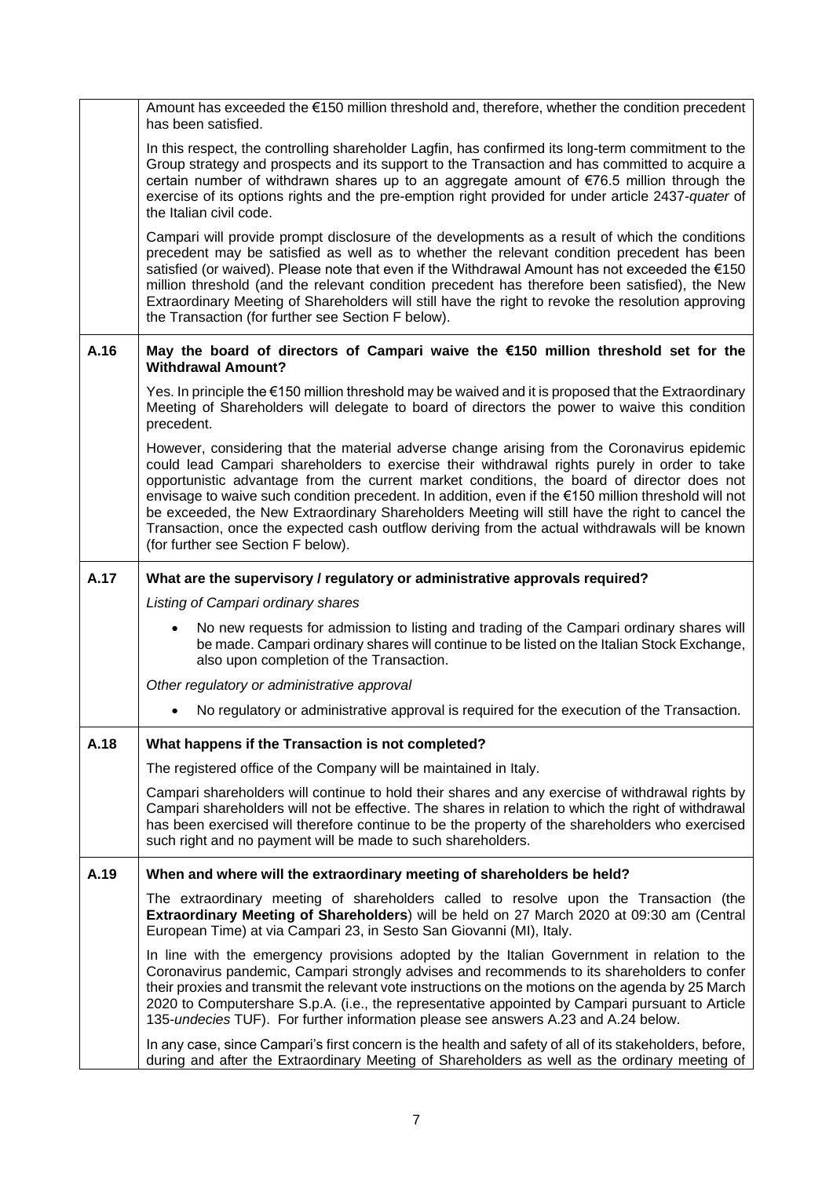| | |
|---|---|
| | Amount has exceeded the €150 million threshold and, therefore, whether the condition precedent has been satisfied.<br><br>In this respect, the controlling shareholder Lagfin, has confirmed its long-term commitment to the Group strategy and prospects and its support to the Transaction and has committed to acquire a certain number of withdrawn shares up to an aggregate amount of €76.5 million through the exercise of its options rights and the pre-emption right provided for under article 2437-*quater* of the Italian civil code.<br><br>Campari will provide prompt disclosure of the developments as a result of which the conditions precedent may be satisfied as well as to whether the relevant condition precedent has been satisfied (or waived). Please note that even if the Withdrawal Amount has not exceeded the €150 million threshold (and the relevant condition precedent has therefore been satisfied), the New Extraordinary Meeting of Shareholders will still have the right to revoke the resolution approving the Transaction (for further see Section F below). |
| **A.16** | **May the board of directors of Campari waive the €150 million threshold set for the Withdrawal Amount?**<br><br>Yes. In principle the €150 million threshold may be waived and it is proposed that the Extraordinary Meeting of Shareholders will delegate to board of directors the power to waive this condition precedent.<br><br>However, considering that the material adverse change arising from the Coronavirus epidemic could lead Campari shareholders to exercise their withdrawal rights purely in order to take opportunistic advantage from the current market conditions, the board of director does not envisage to waive such condition precedent. In addition, even if the €150 million threshold will not be exceeded, the New Extraordinary Shareholders Meeting will still have the right to cancel the Transaction, once the expected cash outflow deriving from the actual withdrawals will be known (for further see Section F below). |
| **A.17** | **What are the supervisory / regulatory or administrative approvals required?**<br><br>*Listing of Campari ordinary shares*<br><br>• No new requests for admission to listing and trading of the Campari ordinary shares will be made. Campari ordinary shares will continue to be listed on the Italian Stock Exchange, also upon completion of the Transaction.<br><br>*Other regulatory or administrative approval*<br><br>• No regulatory or administrative approval is required for the execution of the Transaction. |
| **A.18** | **What happens if the Transaction is not completed?**<br><br>The registered office of the Company will be maintained in Italy.<br><br>Campari shareholders will continue to hold their shares and any exercise of withdrawal rights by Campari shareholders will not be effective. The shares in relation to which the right of withdrawal has been exercised will therefore continue to be the property of the shareholders who exercised such right and no payment will be made to such shareholders. |
| **A.19** | **When and where will the extraordinary meeting of shareholders be held?**<br><br>The extraordinary meeting of shareholders called to resolve upon the Transaction (the **Extraordinary Meeting of Shareholders**) will be held on 27 March 2020 at 09:30 am (Central European Time) at via Campari 23, in Sesto San Giovanni (MI), Italy.<br><br>In line with the emergency provisions adopted by the Italian Government in relation to the Coronavirus pandemic, Campari strongly advises and recommends to its shareholders to confer their proxies and transmit the relevant vote instructions on the motions on the agenda by 25 March 2020 to Computershare S.p.A. (i.e., the representative appointed by Campari pursuant to Article 135-*undecies* TUF). For further information please see answers A.23 and A.24 below.<br><br>In any case, since Campari's first concern is the health and safety of all of its stakeholders, before, during and after the Extraordinary Meeting of Shareholders as well as the ordinary meeting of |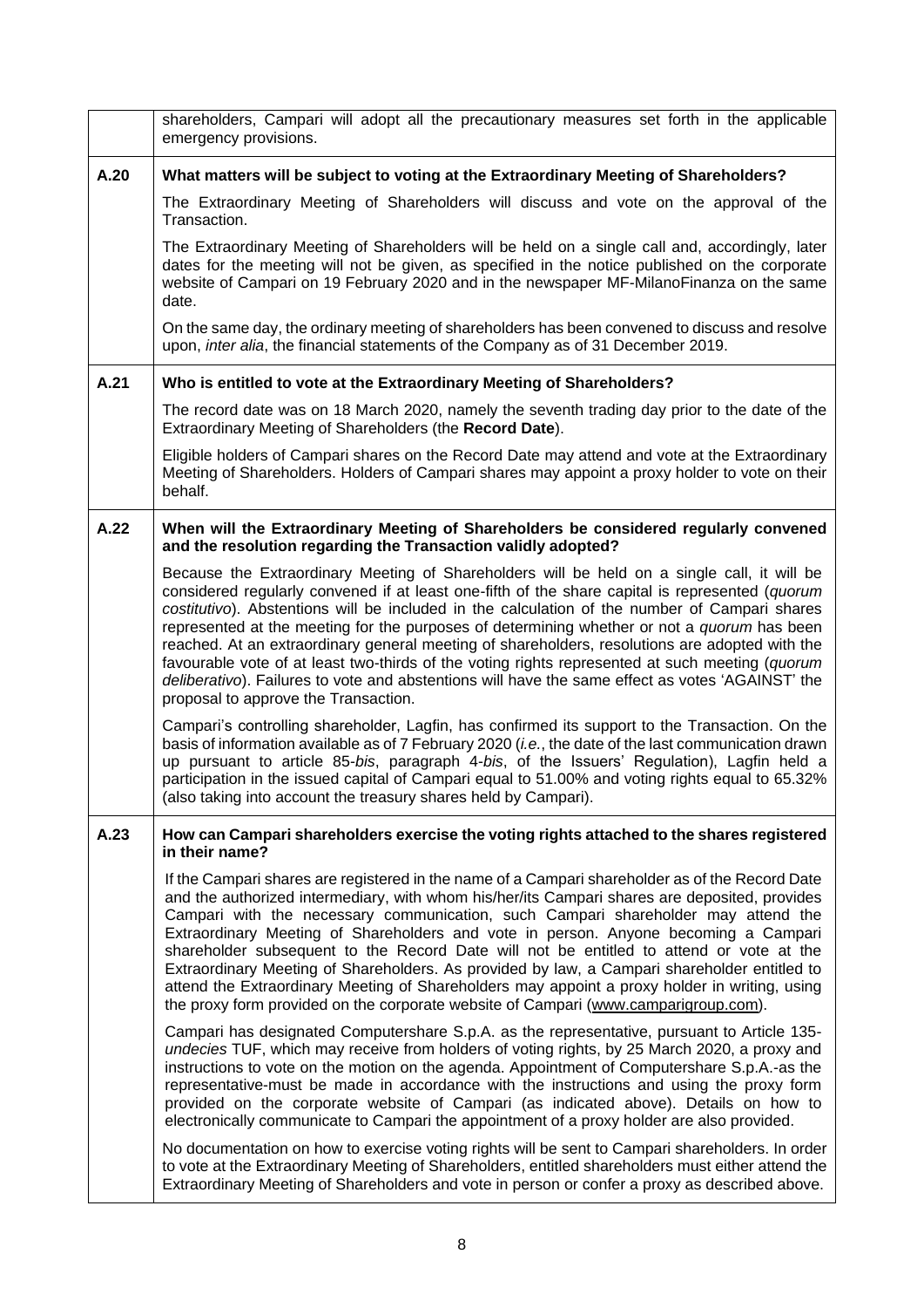| | |
|---|---|
| | shareholders, Campari will adopt all the precautionary measures set forth in the applicable emergency provisions. |
| **A.20** | **What matters will be subject to voting at the Extraordinary Meeting of Shareholders?**<br><br>The Extraordinary Meeting of Shareholders will discuss and vote on the approval of the Transaction.<br><br>The Extraordinary Meeting of Shareholders will be held on a single call and, accordingly, later dates for the meeting will not be given, as specified in the notice published on the corporate website of Campari on 19 February 2020 and in the newspaper MF-MilanoFinanza on the same date.<br><br>On the same day, the ordinary meeting of shareholders has been convened to discuss and resolve upon, *inter alia*, the financial statements of the Company as of 31 December 2019. |
| **A.21** | **Who is entitled to vote at the Extraordinary Meeting of Shareholders?**<br><br>The record date was on 18 March 2020, namely the seventh trading day prior to the date of the Extraordinary Meeting of Shareholders (the **Record Date**).<br><br>Eligible holders of Campari shares on the Record Date may attend and vote at the Extraordinary Meeting of Shareholders. Holders of Campari shares may appoint a proxy holder to vote on their behalf. |
| **A.22** | **When will the Extraordinary Meeting of Shareholders be considered regularly convened and the resolution regarding the Transaction validly adopted?**<br><br>Because the Extraordinary Meeting of Shareholders will be held on a single call, it will be considered regularly convened if at least one-fifth of the share capital is represented (*quorum costitutivo*). Abstentions will be included in the calculation of the number of Campari shares represented at the meeting for the purposes of determining whether or not a *quorum* has been reached. At an extraordinary general meeting of shareholders, resolutions are adopted with the favourable vote of at least two-thirds of the voting rights represented at such meeting (*quorum deliberativo*). Failures to vote and abstentions will have the same effect as votes 'AGAINST' the proposal to approve the Transaction.<br><br>Campari's controlling shareholder, Lagfin, has confirmed its support to the Transaction. On the basis of information available as of 7 February 2020 (*i.e.*, the date of the last communication drawn up pursuant to article 85-*bis*, paragraph 4-*bis*, of the Issuers' Regulation), Lagfin held a participation in the issued capital of Campari equal to 51.00% and voting rights equal to 65.32% (also taking into account the treasury shares held by Campari). |
| **A.23** | **How can Campari shareholders exercise the voting rights attached to the shares registered in their name?**<br><br>If the Campari shares are registered in the name of a Campari shareholder as of the Record Date and the authorized intermediary, with whom his/her/its Campari shares are deposited, provides Campari with the necessary communication, such Campari shareholder may attend the Extraordinary Meeting of Shareholders and vote in person. Anyone becoming a Campari shareholder subsequent to the Record Date will not be entitled to attend or vote at the Extraordinary Meeting of Shareholders. As provided by law, a Campari shareholder entitled to attend the Extraordinary Meeting of Shareholders may appoint a proxy holder in writing, using the proxy form provided on the corporate website of Campari (www.camparigroup.com).<br><br>Campari has designated Computershare S.p.A. as the representative, pursuant to Article 135-*undecies* TUF, which may receive from holders of voting rights, by 25 March 2020, a proxy and instructions to vote on the motion on the agenda. Appointment of Computershare S.p.A.-as the representative-must be made in accordance with the instructions and using the proxy form provided on the corporate website of Campari (as indicated above). Details on how to electronically communicate to Campari the appointment of a proxy holder are also provided.<br><br>No documentation on how to exercise voting rights will be sent to Campari shareholders. In order to vote at the Extraordinary Meeting of Shareholders, entitled shareholders must either attend the Extraordinary Meeting of Shareholders and vote in person or confer a proxy as described above. |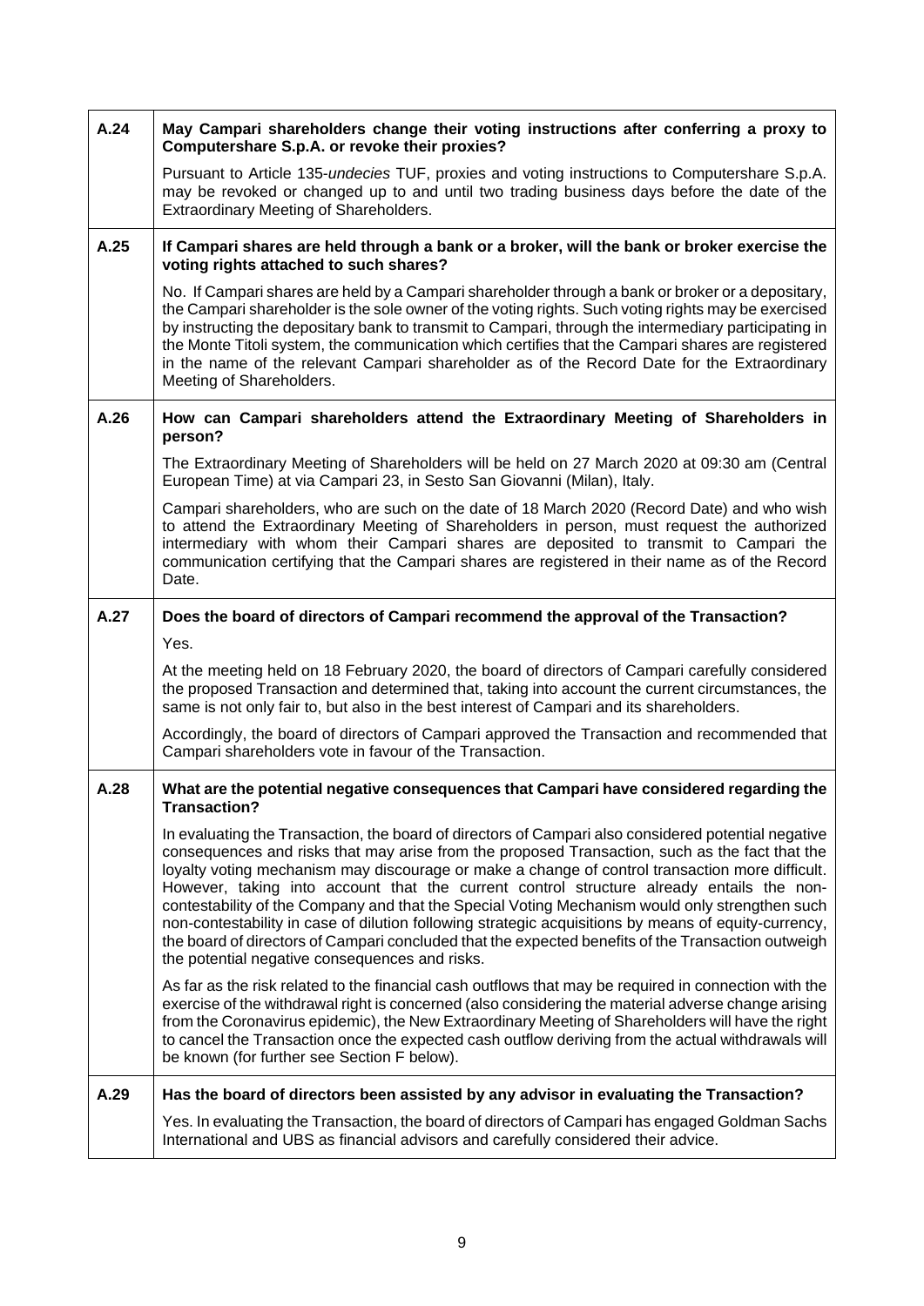| | |
|---|---|
| **A.24** | **May Campari shareholders change their voting instructions after conferring a proxy to Computershare S.p.A. or revoke their proxies?** |
| | Pursuant to Article 135-*undecies* TUF, proxies and voting instructions to Computershare S.p.A. may be revoked or changed up to and until two trading business days before the date of the Extraordinary Meeting of Shareholders. |
| **A.25** | **If Campari shares are held through a bank or a broker, will the bank or broker exercise the voting rights attached to such shares?** |
| | No. If Campari shares are held by a Campari shareholder through a bank or broker or a depositary, the Campari shareholder is the sole owner of the voting rights. Such voting rights may be exercised by instructing the depositary bank to transmit to Campari, through the intermediary participating in the Monte Titoli system, the communication which certifies that the Campari shares are registered in the name of the relevant Campari shareholder as of the Record Date for the Extraordinary Meeting of Shareholders. |
| **A.26** | **How can Campari shareholders attend the Extraordinary Meeting of Shareholders in person?** |
| | The Extraordinary Meeting of Shareholders will be held on 27 March 2020 at 09:30 am (Central European Time) at via Campari 23, in Sesto San Giovanni (Milan), Italy.<br><br>Campari shareholders, who are such on the date of 18 March 2020 (Record Date) and who wish to attend the Extraordinary Meeting of Shareholders in person, must request the authorized intermediary with whom their Campari shares are deposited to transmit to Campari the communication certifying that the Campari shares are registered in their name as of the Record Date. |
| **A.27** | **Does the board of directors of Campari recommend the approval of the Transaction?** |
| | Yes.<br><br>At the meeting held on 18 February 2020, the board of directors of Campari carefully considered the proposed Transaction and determined that, taking into account the current circumstances, the same is not only fair to, but also in the best interest of Campari and its shareholders.<br><br>Accordingly, the board of directors of Campari approved the Transaction and recommended that Campari shareholders vote in favour of the Transaction. |
| **A.28** | **What are the potential negative consequences that Campari have considered regarding the Transaction?** |
| | In evaluating the Transaction, the board of directors of Campari also considered potential negative consequences and risks that may arise from the proposed Transaction, such as the fact that the loyalty voting mechanism may discourage or make a change of control transaction more difficult. However, taking into account that the current control structure already entails the non-contestability of the Company and that the Special Voting Mechanism would only strengthen such non-contestability in case of dilution following strategic acquisitions by means of equity-currency, the board of directors of Campari concluded that the expected benefits of the Transaction outweigh the potential negative consequences and risks.<br><br>As far as the risk related to the financial cash outflows that may be required in connection with the exercise of the withdrawal right is concerned (also considering the material adverse change arising from the Coronavirus epidemic), the New Extraordinary Meeting of Shareholders will have the right to cancel the Transaction once the expected cash outflow deriving from the actual withdrawals will be known (for further see Section F below). |
| **A.29** | **Has the board of directors been assisted by any advisor in evaluating the Transaction?** |
| | Yes. In evaluating the Transaction, the board of directors of Campari has engaged Goldman Sachs International and UBS as financial advisors and carefully considered their advice. |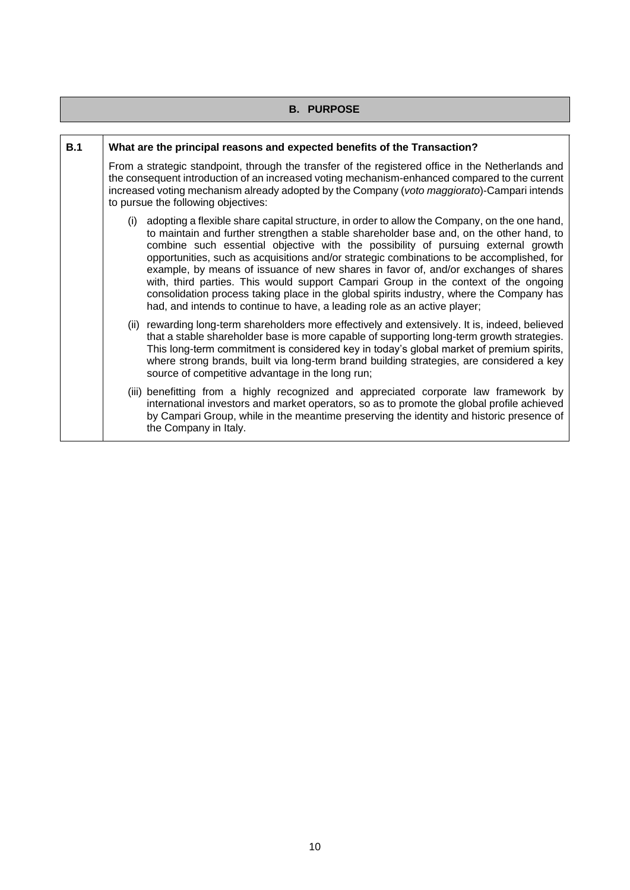## B. PURPOSE

**B.1 What are the principal reasons and expected benefits of the Transaction?**

From a strategic standpoint, through the transfer of the registered office in the Netherlands and the consequent introduction of an increased voting mechanism-enhanced compared to the current increased voting mechanism already adopted by the Company (*voto maggiorato*)-Campari intends to pursue the following objectives:

(i) adopting a flexible share capital structure, in order to allow the Company, on the one hand, to maintain and further strengthen a stable shareholder base and, on the other hand, to combine such essential objective with the possibility of pursuing external growth opportunities, such as acquisitions and/or strategic combinations to be accomplished, for example, by means of issuance of new shares in favor of, and/or exchanges of shares with, third parties. This would support Campari Group in the context of the ongoing consolidation process taking place in the global spirits industry, where the Company has had, and intends to continue to have, a leading role as an active player;

(ii) rewarding long-term shareholders more effectively and extensively. It is, indeed, believed that a stable shareholder base is more capable of supporting long-term growth strategies. This long-term commitment is considered key in today's global market of premium spirits, where strong brands, built via long-term brand building strategies, are considered a key source of competitive advantage in the long run;

(iii) benefitting from a highly recognized and appreciated corporate law framework by international investors and market operators, so as to promote the global profile achieved by Campari Group, while in the meantime preserving the identity and historic presence of the Company in Italy.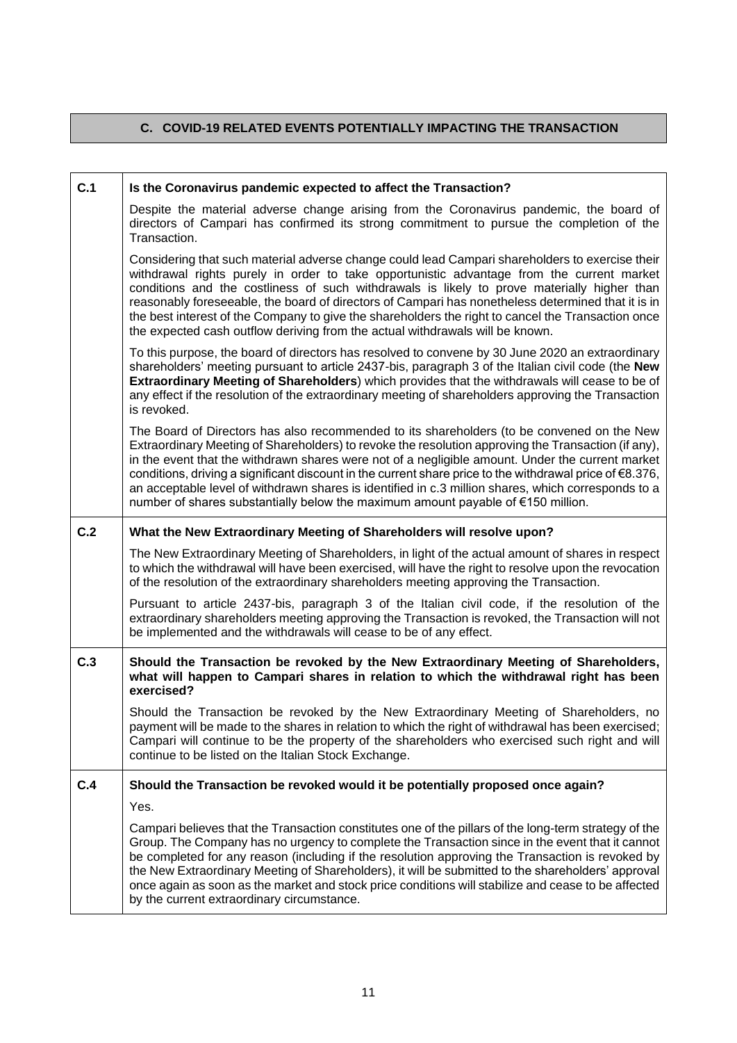## C. COVID-19 RELATED EVENTS POTENTIALLY IMPACTING THE TRANSACTION

| | |
|---|---|
| **C.1** | **Is the Coronavirus pandemic expected to affect the Transaction?** |
| | Despite the material adverse change arising from the Coronavirus pandemic, the board of directors of Campari has confirmed its strong commitment to pursue the completion of the Transaction. |
| | Considering that such material adverse change could lead Campari shareholders to exercise their withdrawal rights purely in order to take opportunistic advantage from the current market conditions and the costliness of such withdrawals is likely to prove materially higher than reasonably foreseeable, the board of directors of Campari has nonetheless determined that it is in the best interest of the Company to give the shareholders the right to cancel the Transaction once the expected cash outflow deriving from the actual withdrawals will be known. |
| | To this purpose, the board of directors has resolved to convene by 30 June 2020 an extraordinary shareholders' meeting pursuant to article 2437-bis, paragraph 3 of the Italian civil code (the **New Extraordinary Meeting of Shareholders**) which provides that the withdrawals will cease to be of any effect if the resolution of the extraordinary meeting of shareholders approving the Transaction is revoked. |
| | The Board of Directors has also recommended to its shareholders (to be convened on the New Extraordinary Meeting of Shareholders) to revoke the resolution approving the Transaction (if any), in the event that the withdrawn shares were not of a negligible amount. Under the current market conditions, driving a significant discount in the current share price to the withdrawal price of €8.376, an acceptable level of withdrawn shares is identified in c.3 million shares, which corresponds to a number of shares substantially below the maximum amount payable of €150 million. |
| **C.2** | **What the New Extraordinary Meeting of Shareholders will resolve upon?** |
| | The New Extraordinary Meeting of Shareholders, in light of the actual amount of shares in respect to which the withdrawal will have been exercised, will have the right to resolve upon the revocation of the resolution of the extraordinary shareholders meeting approving the Transaction. |
| | Pursuant to article 2437-bis, paragraph 3 of the Italian civil code, if the resolution of the extraordinary shareholders meeting approving the Transaction is revoked, the Transaction will not be implemented and the withdrawals will cease to be of any effect. |
| **C.3** | **Should the Transaction be revoked by the New Extraordinary Meeting of Shareholders, what will happen to Campari shares in relation to which the withdrawal right has been exercised?** |
| | Should the Transaction be revoked by the New Extraordinary Meeting of Shareholders, no payment will be made to the shares in relation to which the right of withdrawal has been exercised; Campari will continue to be the property of the shareholders who exercised such right and will continue to be listed on the Italian Stock Exchange. |
| **C.4** | **Should the Transaction be revoked would it be potentially proposed once again?** |
| | Yes. |
| | Campari believes that the Transaction constitutes one of the pillars of the long-term strategy of the Group. The Company has no urgency to complete the Transaction since in the event that it cannot be completed for any reason (including if the resolution approving the Transaction is revoked by the New Extraordinary Meeting of Shareholders), it will be submitted to the shareholders' approval once again as soon as the market and stock price conditions will stabilize and cease to be affected by the current extraordinary circumstance. |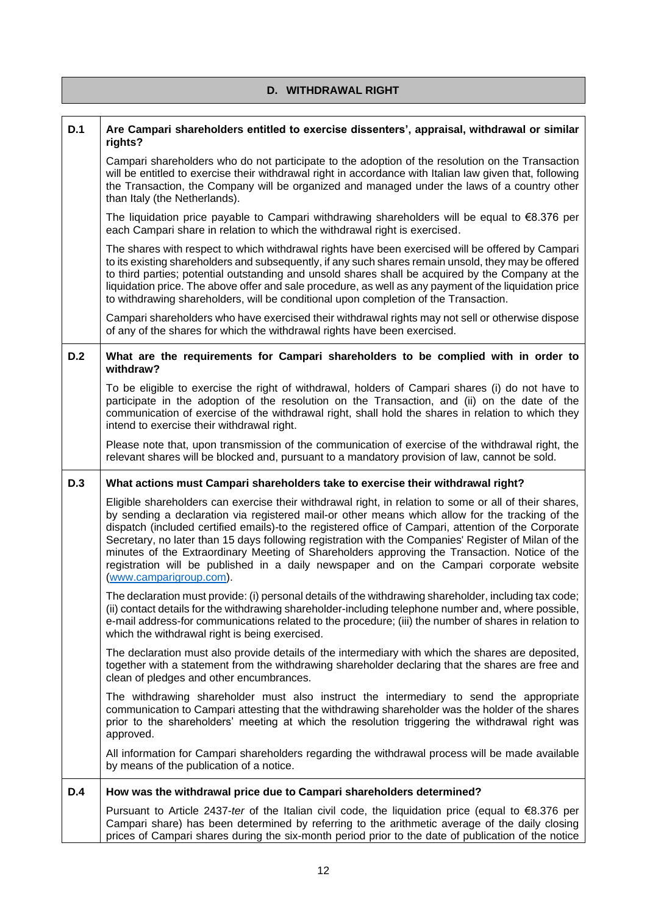## D. WITHDRAWAL RIGHT

| | |
|---|---|
| **D.1** | **Are Campari shareholders entitled to exercise dissenters', appraisal, withdrawal or similar rights?** |
| | Campari shareholders who do not participate to the adoption of the resolution on the Transaction will be entitled to exercise their withdrawal right in accordance with Italian law given that, following the Transaction, the Company will be organized and managed under the laws of a country other than Italy (the Netherlands). |
| | The liquidation price payable to Campari withdrawing shareholders will be equal to €8.376 per each Campari share in relation to which the withdrawal right is exercised. |
| | The shares with respect to which withdrawal rights have been exercised will be offered by Campari to its existing shareholders and subsequently, if any such shares remain unsold, they may be offered to third parties; potential outstanding and unsold shares shall be acquired by the Company at the liquidation price. The above offer and sale procedure, as well as any payment of the liquidation price to withdrawing shareholders, will be conditional upon completion of the Transaction. |
| | Campari shareholders who have exercised their withdrawal rights may not sell or otherwise dispose of any of the shares for which the withdrawal rights have been exercised. |
| **D.2** | **What are the requirements for Campari shareholders to be complied with in order to withdraw?** |
| | To be eligible to exercise the right of withdrawal, holders of Campari shares (i) do not have to participate in the adoption of the resolution on the Transaction, and (ii) on the date of the communication of exercise of the withdrawal right, shall hold the shares in relation to which they intend to exercise their withdrawal right. |
| | Please note that, upon transmission of the communication of exercise of the withdrawal right, the relevant shares will be blocked and, pursuant to a mandatory provision of law, cannot be sold. |
| **D.3** | **What actions must Campari shareholders take to exercise their withdrawal right?** |
| | Eligible shareholders can exercise their withdrawal right, in relation to some or all of their shares, by sending a declaration via registered mail-or other means which allow for the tracking of the dispatch (included certified emails)-to the registered office of Campari, attention of the Corporate Secretary, no later than 15 days following registration with the Companies' Register of Milan of the minutes of the Extraordinary Meeting of Shareholders approving the Transaction. Notice of the registration will be published in a daily newspaper and on the Campari corporate website (www.camparigroup.com). |
| | The declaration must provide: (i) personal details of the withdrawing shareholder, including tax code; (ii) contact details for the withdrawing shareholder-including telephone number and, where possible, e-mail address-for communications related to the procedure; (iii) the number of shares in relation to which the withdrawal right is being exercised. |
| | The declaration must also provide details of the intermediary with which the shares are deposited, together with a statement from the withdrawing shareholder declaring that the shares are free and clean of pledges and other encumbrances. |
| | The withdrawing shareholder must also instruct the intermediary to send the appropriate communication to Campari attesting that the withdrawing shareholder was the holder of the shares prior to the shareholders' meeting at which the resolution triggering the withdrawal right was approved. |
| | All information for Campari shareholders regarding the withdrawal process will be made available by means of the publication of a notice. |
| **D.4** | **How was the withdrawal price due to Campari shareholders determined?** |
| | Pursuant to Article 2437-*ter* of the Italian civil code, the liquidation price (equal to €8.376 per Campari share) has been determined by referring to the arithmetic average of the daily closing prices of Campari shares during the six-month period prior to the date of publication of the notice |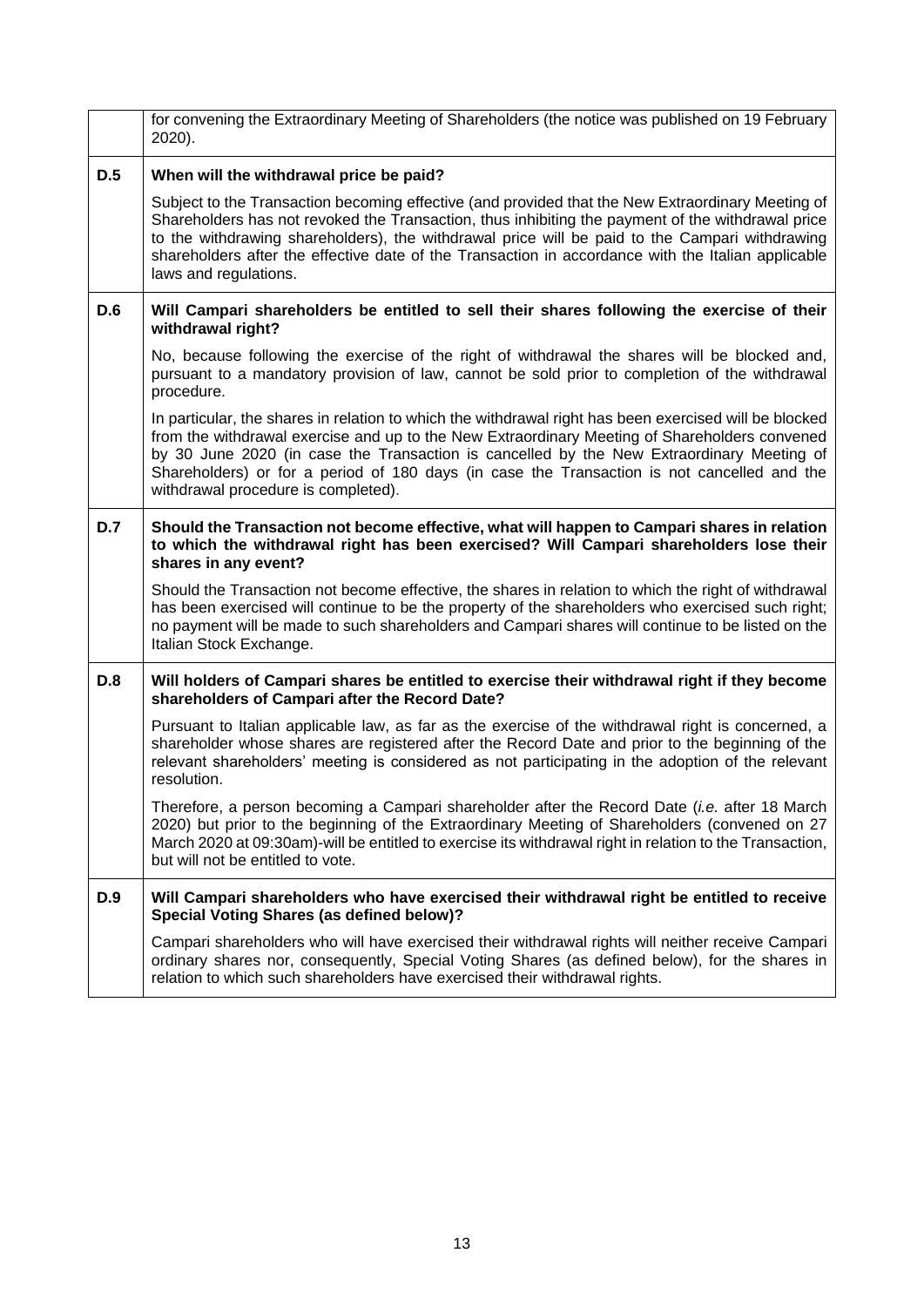| | |
|---|---|
| | for convening the Extraordinary Meeting of Shareholders (the notice was published on 19 February 2020). |
| **D.5** | **When will the withdrawal price be paid?**<br><br>Subject to the Transaction becoming effective (and provided that the New Extraordinary Meeting of Shareholders has not revoked the Transaction, thus inhibiting the payment of the withdrawal price to the withdrawing shareholders), the withdrawal price will be paid to the Campari withdrawing shareholders after the effective date of the Transaction in accordance with the Italian applicable laws and regulations. |
| **D.6** | **Will Campari shareholders be entitled to sell their shares following the exercise of their withdrawal right?**<br><br>No, because following the exercise of the right of withdrawal the shares will be blocked and, pursuant to a mandatory provision of law, cannot be sold prior to completion of the withdrawal procedure.<br><br>In particular, the shares in relation to which the withdrawal right has been exercised will be blocked from the withdrawal exercise and up to the New Extraordinary Meeting of Shareholders convened by 30 June 2020 (in case the Transaction is cancelled by the New Extraordinary Meeting of Shareholders) or for a period of 180 days (in case the Transaction is not cancelled and the withdrawal procedure is completed). |
| **D.7** | **Should the Transaction not become effective, what will happen to Campari shares in relation to which the withdrawal right has been exercised? Will Campari shareholders lose their shares in any event?**<br><br>Should the Transaction not become effective, the shares in relation to which the right of withdrawal has been exercised will continue to be the property of the shareholders who exercised such right; no payment will be made to such shareholders and Campari shares will continue to be listed on the Italian Stock Exchange. |
| **D.8** | **Will holders of Campari shares be entitled to exercise their withdrawal right if they become shareholders of Campari after the Record Date?**<br><br>Pursuant to Italian applicable law, as far as the exercise of the withdrawal right is concerned, a shareholder whose shares are registered after the Record Date and prior to the beginning of the relevant shareholders' meeting is considered as not participating in the adoption of the relevant resolution.<br><br>Therefore, a person becoming a Campari shareholder after the Record Date (*i.e.* after 18 March 2020) but prior to the beginning of the Extraordinary Meeting of Shareholders (convened on 27 March 2020 at 09:30am)-will be entitled to exercise its withdrawal right in relation to the Transaction, but will not be entitled to vote. |
| **D.9** | **Will Campari shareholders who have exercised their withdrawal right be entitled to receive Special Voting Shares (as defined below)?**<br><br>Campari shareholders who will have exercised their withdrawal rights will neither receive Campari ordinary shares nor, consequently, Special Voting Shares (as defined below), for the shares in relation to which such shareholders have exercised their withdrawal rights. |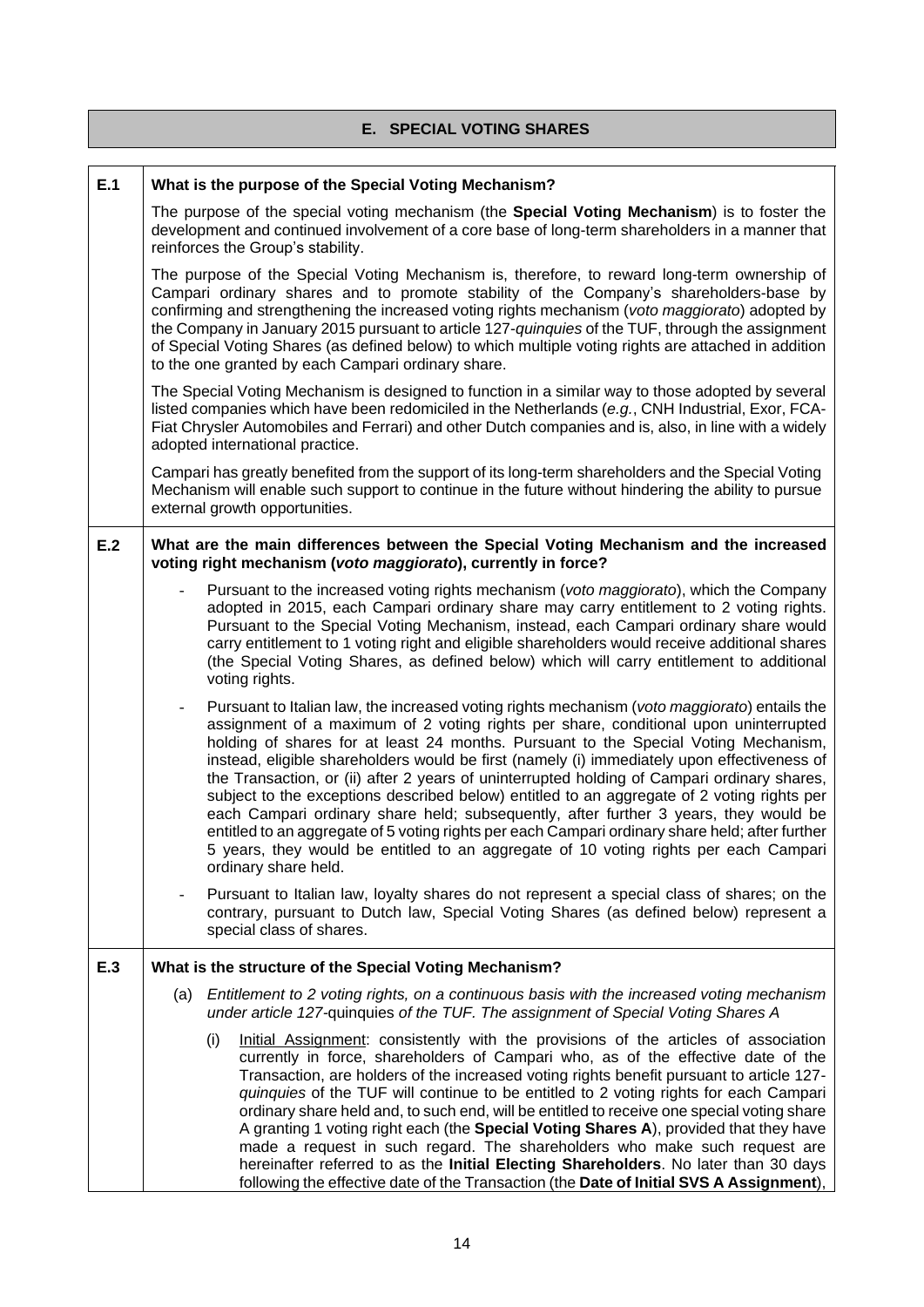## E. SPECIAL VOTING SHARES

**E.1 What is the purpose of the Special Voting Mechanism?**

The purpose of the special voting mechanism (the **Special Voting Mechanism**) is to foster the development and continued involvement of a core base of long-term shareholders in a manner that reinforces the Group's stability.

The purpose of the Special Voting Mechanism is, therefore, to reward long-term ownership of Campari ordinary shares and to promote stability of the Company's shareholders-base by confirming and strengthening the increased voting rights mechanism (*voto maggiorato*) adopted by the Company in January 2015 pursuant to article 127-*quinquies* of the TUF, through the assignment of Special Voting Shares (as defined below) to which multiple voting rights are attached in addition to the one granted by each Campari ordinary share.

The Special Voting Mechanism is designed to function in a similar way to those adopted by several listed companies which have been redomiciled in the Netherlands (*e.g.*, CNH Industrial, Exor, FCA-Fiat Chrysler Automobiles and Ferrari) and other Dutch companies and is, also, in line with a widely adopted international practice.

Campari has greatly benefited from the support of its long-term shareholders and the Special Voting Mechanism will enable such support to continue in the future without hindering the ability to pursue external growth opportunities.

**E.2 What are the main differences between the Special Voting Mechanism and the increased voting right mechanism (*voto maggiorato*), currently in force?**

- Pursuant to the increased voting rights mechanism (*voto maggiorato*), which the Company adopted in 2015, each Campari ordinary share may carry entitlement to 2 voting rights. Pursuant to the Special Voting Mechanism, instead, each Campari ordinary share would carry entitlement to 1 voting right and eligible shareholders would receive additional shares (the Special Voting Shares, as defined below) which will carry entitlement to additional voting rights.
- Pursuant to Italian law, the increased voting rights mechanism (*voto maggiorato*) entails the assignment of a maximum of 2 voting rights per share, conditional upon uninterrupted holding of shares for at least 24 months. Pursuant to the Special Voting Mechanism, instead, eligible shareholders would be first (namely (i) immediately upon effectiveness of the Transaction, or (ii) after 2 years of uninterrupted holding of Campari ordinary shares, subject to the exceptions described below) entitled to an aggregate of 2 voting rights per each Campari ordinary share held; subsequently, after further 3 years, they would be entitled to an aggregate of 5 voting rights per each Campari ordinary share held; after further 5 years, they would be entitled to an aggregate of 10 voting rights per each Campari ordinary share held.
- Pursuant to Italian law, loyalty shares do not represent a special class of shares; on the contrary, pursuant to Dutch law, Special Voting Shares (as defined below) represent a special class of shares.

**E.3 What is the structure of the Special Voting Mechanism?**

(a) *Entitlement to 2 voting rights, on a continuous basis with the increased voting mechanism under article 127-*quinquies *of the TUF. The assignment of Special Voting Shares A*

(i) Initial Assignment: consistently with the provisions of the articles of association currently in force, shareholders of Campari who, as of the effective date of the Transaction, are holders of the increased voting rights benefit pursuant to article 127-*quinquies* of the TUF will continue to be entitled to 2 voting rights for each Campari ordinary share held and, to such end, will be entitled to receive one special voting share A granting 1 voting right each (the **Special Voting Shares A**), provided that they have made a request in such regard. The shareholders who make such request are hereinafter referred to as the **Initial Electing Shareholders**. No later than 30 days following the effective date of the Transaction (the **Date of Initial SVS A Assignment**),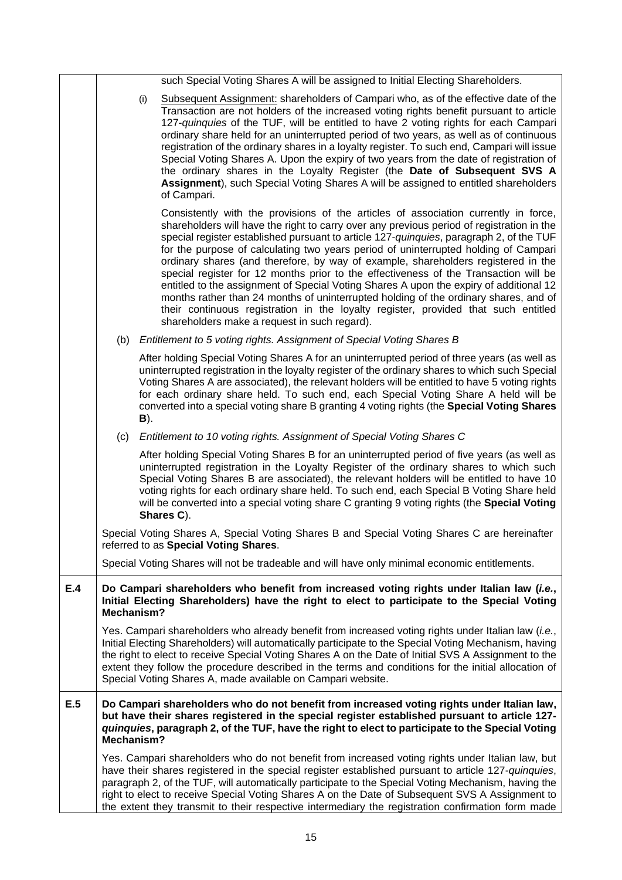such Special Voting Shares A will be assigned to Initial Electing Shareholders.

(i) Subsequent Assignment: shareholders of Campari who, as of the effective date of the Transaction are not holders of the increased voting rights benefit pursuant to article 127-*quinquies* of the TUF, will be entitled to have 2 voting rights for each Campari ordinary share held for an uninterrupted period of two years, as well as of continuous registration of the ordinary shares in a loyalty register. To such end, Campari will issue Special Voting Shares A. Upon the expiry of two years from the date of registration of the ordinary shares in the Loyalty Register (the **Date of Subsequent SVS A Assignment**), such Special Voting Shares A will be assigned to entitled shareholders of Campari.

Consistently with the provisions of the articles of association currently in force, shareholders will have the right to carry over any previous period of registration in the special register established pursuant to article 127-*quinquies*, paragraph 2, of the TUF for the purpose of calculating two years period of uninterrupted holding of Campari ordinary shares (and therefore, by way of example, shareholders registered in the special register for 12 months prior to the effectiveness of the Transaction will be entitled to the assignment of Special Voting Shares A upon the expiry of additional 12 months rather than 24 months of uninterrupted holding of the ordinary shares, and of their continuous registration in the loyalty register, provided that such entitled shareholders make a request in such regard).

(b) *Entitlement to 5 voting rights. Assignment of Special Voting Shares B*

After holding Special Voting Shares A for an uninterrupted period of three years (as well as uninterrupted registration in the loyalty register of the ordinary shares to which such Special Voting Shares A are associated), the relevant holders will be entitled to have 5 voting rights for each ordinary share held. To such end, each Special Voting Share A held will be converted into a special voting share B granting 4 voting rights (the **Special Voting Shares B**).

(c) *Entitlement to 10 voting rights. Assignment of Special Voting Shares C*

After holding Special Voting Shares B for an uninterrupted period of five years (as well as uninterrupted registration in the Loyalty Register of the ordinary shares to which such Special Voting Shares B are associated), the relevant holders will be entitled to have 10 voting rights for each ordinary share held. To such end, each Special B Voting Share held will be converted into a special voting share C granting 9 voting rights (the **Special Voting Shares C**).

Special Voting Shares A, Special Voting Shares B and Special Voting Shares C are hereinafter referred to as **Special Voting Shares**.

Special Voting Shares will not be tradeable and will have only minimal economic entitlements.

**E.4 Do Campari shareholders who benefit from increased voting rights under Italian law (*i.e.*, Initial Electing Shareholders) have the right to elect to participate to the Special Voting Mechanism?**

Yes. Campari shareholders who already benefit from increased voting rights under Italian law (*i.e.*, Initial Electing Shareholders) will automatically participate to the Special Voting Mechanism, having the right to elect to receive Special Voting Shares A on the Date of Initial SVS A Assignment to the extent they follow the procedure described in the terms and conditions for the initial allocation of Special Voting Shares A, made available on Campari website.

**E.5 Do Campari shareholders who do not benefit from increased voting rights under Italian law, but have their shares registered in the special register established pursuant to article 127-*quinquies*, paragraph 2, of the TUF, have the right to elect to participate to the Special Voting Mechanism?**

Yes. Campari shareholders who do not benefit from increased voting rights under Italian law, but have their shares registered in the special register established pursuant to article 127-*quinquies*, paragraph 2, of the TUF, will automatically participate to the Special Voting Mechanism, having the right to elect to receive Special Voting Shares A on the Date of Subsequent SVS A Assignment to the extent they transmit to their respective intermediary the registration confirmation form made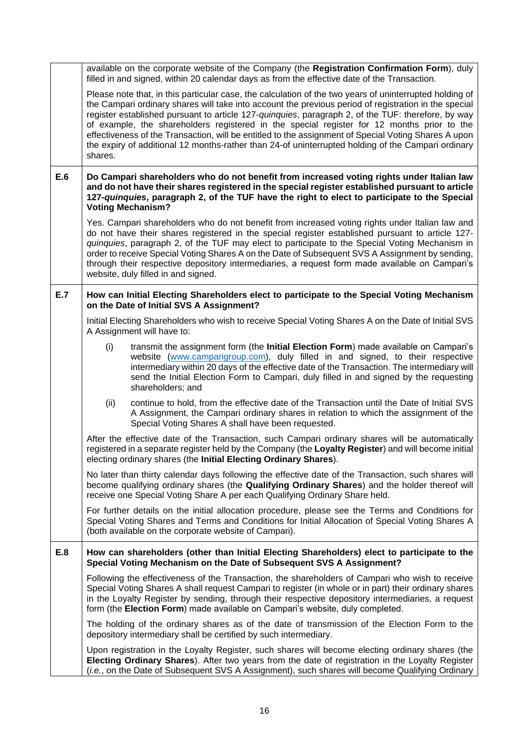| | |
|---|---|
| | available on the corporate website of the Company (the **Registration Confirmation Form**), duly filled in and signed, within 20 calendar days as from the effective date of the Transaction.<br><br>Please note that, in this particular case, the calculation of the two years of uninterrupted holding of the Campari ordinary shares will take into account the previous period of registration in the special register established pursuant to article 127-*quinquies*, paragraph 2, of the TUF: therefore, by way of example, the shareholders registered in the special register for 12 months prior to the effectiveness of the Transaction, will be entitled to the assignment of Special Voting Shares A upon the expiry of additional 12 months-rather than 24-of uninterrupted holding of the Campari ordinary shares. |
| **E.6** | **Do Campari shareholders who do not benefit from increased voting rights under Italian law and do not have their shares registered in the special register established pursuant to article 127-*quinquies*, paragraph 2, of the TUF have the right to elect to participate to the Special Voting Mechanism?**<br><br>Yes. Campari shareholders who do not benefit from increased voting rights under Italian law and do not have their shares registered in the special register established pursuant to article 127-*quinquies*, paragraph 2, of the TUF may elect to participate to the Special Voting Mechanism in order to receive Special Voting Shares A on the Date of Subsequent SVS A Assignment by sending, through their respective depository intermediaries, a request form made available on Campari's website, duly filled in and signed. |
| **E.7** | **How can Initial Electing Shareholders elect to participate to the Special Voting Mechanism on the Date of Initial SVS A Assignment?**<br><br>Initial Electing Shareholders who wish to receive Special Voting Shares A on the Date of Initial SVS A Assignment will have to:<br><br>(i) transmit the assignment form (the **Initial Election Form**) made available on Campari's website (www.camparigroup.com), duly filled in and signed, to their respective intermediary within 20 days of the effective date of the Transaction. The intermediary will send the Initial Election Form to Campari, duly filled in and signed by the requesting shareholders; and<br><br>(ii) continue to hold, from the effective date of the Transaction until the Date of Initial SVS A Assignment, the Campari ordinary shares in relation to which the assignment of the Special Voting Shares A shall have been requested.<br><br>After the effective date of the Transaction, such Campari ordinary shares will be automatically registered in a separate register held by the Company (the **Loyalty Register**) and will become initial electing ordinary shares (the **Initial Electing Ordinary Shares**).<br><br>No later than thirty calendar days following the effective date of the Transaction, such shares will become qualifying ordinary shares (the **Qualifying Ordinary Shares**) and the holder thereof will receive one Special Voting Share A per each Qualifying Ordinary Share held.<br><br>For further details on the initial allocation procedure, please see the Terms and Conditions for Special Voting Shares and Terms and Conditions for Initial Allocation of Special Voting Shares A (both available on the corporate website of Campari). |
| **E.8** | **How can shareholders (other than Initial Electing Shareholders) elect to participate to the Special Voting Mechanism on the Date of Subsequent SVS A Assignment?**<br><br>Following the effectiveness of the Transaction, the shareholders of Campari who wish to receive Special Voting Shares A shall request Campari to register (in whole or in part) their ordinary shares in the Loyalty Register by sending, through their respective depository intermediaries, a request form (the **Election Form**) made available on Campari's website, duly completed.<br><br>The holding of the ordinary shares as of the date of transmission of the Election Form to the depository intermediary shall be certified by such intermediary.<br><br>Upon registration in the Loyalty Register, such shares will become electing ordinary shares (the **Electing Ordinary Shares**). After two years from the date of registration in the Loyalty Register (*i.e.*, on the Date of Subsequent SVS A Assignment), such shares will become Qualifying Ordinary |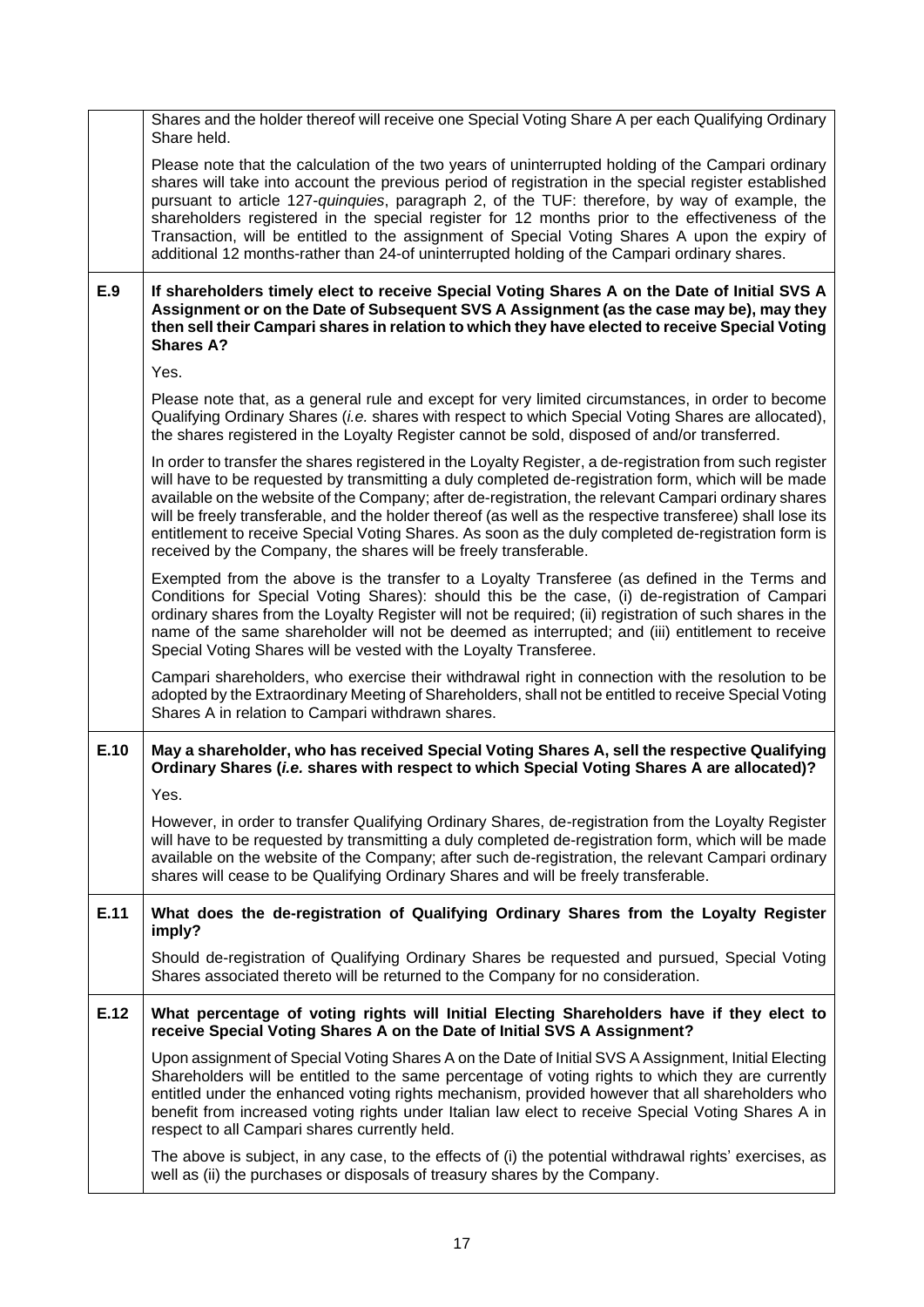| | |
|---|---|
| | Shares and the holder thereof will receive one Special Voting Share A per each Qualifying Ordinary Share held.<br><br>Please note that the calculation of the two years of uninterrupted holding of the Campari ordinary shares will take into account the previous period of registration in the special register established pursuant to article 127-*quinquies*, paragraph 2, of the TUF: therefore, by way of example, the shareholders registered in the special register for 12 months prior to the effectiveness of the Transaction, will be entitled to the assignment of Special Voting Shares A upon the expiry of additional 12 months-rather than 24-of uninterrupted holding of the Campari ordinary shares. |
| **E.9** | **If shareholders timely elect to receive Special Voting Shares A on the Date of Initial SVS A Assignment or on the Date of Subsequent SVS A Assignment (as the case may be), may they then sell their Campari shares in relation to which they have elected to receive Special Voting Shares A?**<br><br>Yes.<br><br>Please note that, as a general rule and except for very limited circumstances, in order to become Qualifying Ordinary Shares (*i.e.* shares with respect to which Special Voting Shares are allocated), the shares registered in the Loyalty Register cannot be sold, disposed of and/or transferred.<br><br>In order to transfer the shares registered in the Loyalty Register, a de-registration from such register will have to be requested by transmitting a duly completed de-registration form, which will be made available on the website of the Company; after de-registration, the relevant Campari ordinary shares will be freely transferable, and the holder thereof (as well as the respective transferee) shall lose its entitlement to receive Special Voting Shares. As soon as the duly completed de-registration form is received by the Company, the shares will be freely transferable.<br><br>Exempted from the above is the transfer to a Loyalty Transferee (as defined in the Terms and Conditions for Special Voting Shares): should this be the case, (i) de-registration of Campari ordinary shares from the Loyalty Register will not be required; (ii) registration of such shares in the name of the same shareholder will not be deemed as interrupted; and (iii) entitlement to receive Special Voting Shares will be vested with the Loyalty Transferee.<br><br>Campari shareholders, who exercise their withdrawal right in connection with the resolution to be adopted by the Extraordinary Meeting of Shareholders, shall not be entitled to receive Special Voting Shares A in relation to Campari withdrawn shares. |
| **E.10** | **May a shareholder, who has received Special Voting Shares A, sell the respective Qualifying Ordinary Shares (*i.e.* shares with respect to which Special Voting Shares A are allocated)?**<br><br>Yes.<br><br>However, in order to transfer Qualifying Ordinary Shares, de-registration from the Loyalty Register will have to be requested by transmitting a duly completed de-registration form, which will be made available on the website of the Company; after such de-registration, the relevant Campari ordinary shares will cease to be Qualifying Ordinary Shares and will be freely transferable. |
| **E.11** | **What does the de-registration of Qualifying Ordinary Shares from the Loyalty Register imply?**<br><br>Should de-registration of Qualifying Ordinary Shares be requested and pursued, Special Voting Shares associated thereto will be returned to the Company for no consideration. |
| **E.12** | **What percentage of voting rights will Initial Electing Shareholders have if they elect to receive Special Voting Shares A on the Date of Initial SVS A Assignment?**<br><br>Upon assignment of Special Voting Shares A on the Date of Initial SVS A Assignment, Initial Electing Shareholders will be entitled to the same percentage of voting rights to which they are currently entitled under the enhanced voting rights mechanism, provided however that all shareholders who benefit from increased voting rights under Italian law elect to receive Special Voting Shares A in respect to all Campari shares currently held.<br><br>The above is subject, in any case, to the effects of (i) the potential withdrawal rights' exercises, as well as (ii) the purchases or disposals of treasury shares by the Company. |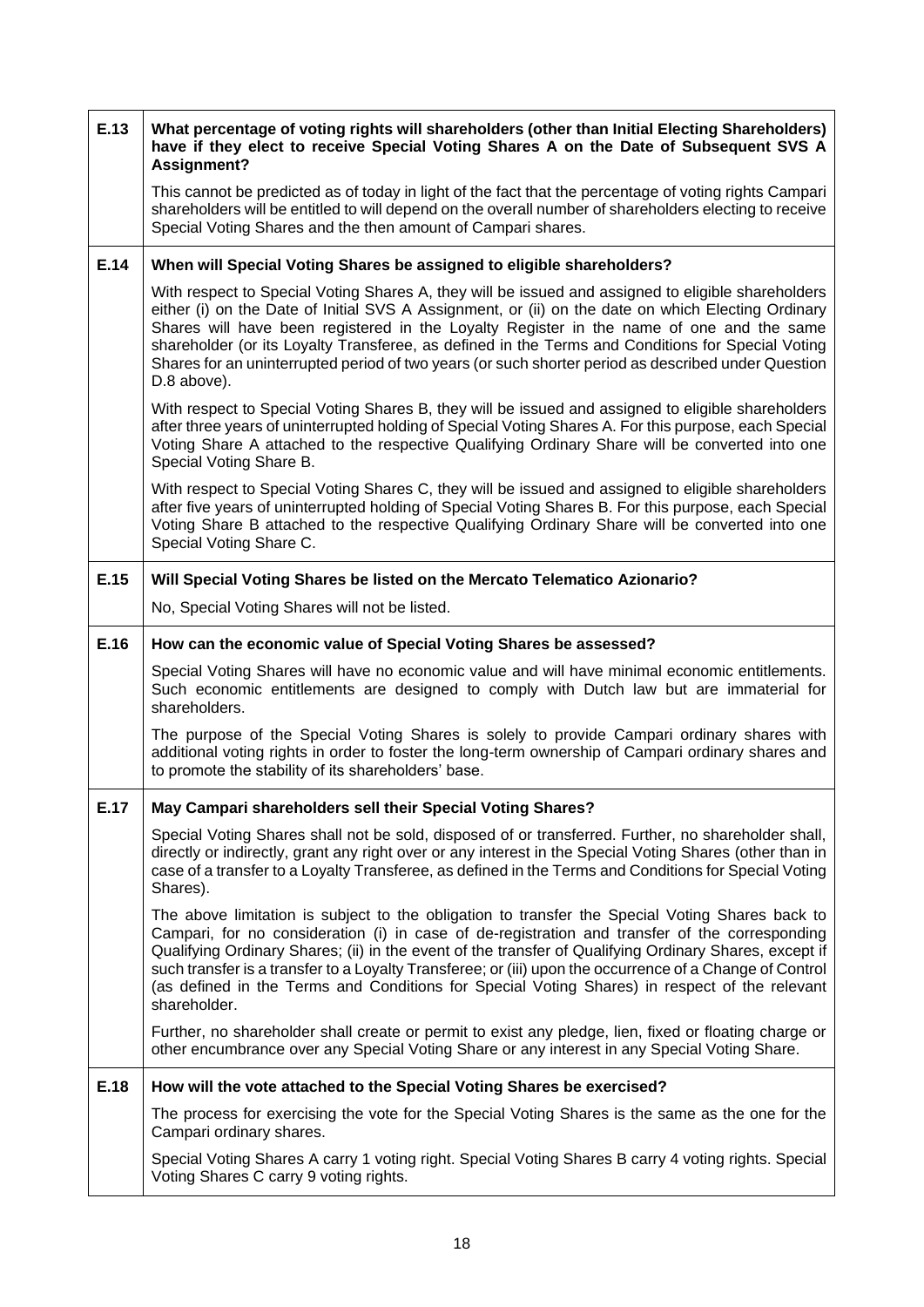| | |
|---|---|
| **E.13** | **What percentage of voting rights will shareholders (other than Initial Electing Shareholders) have if they elect to receive Special Voting Shares A on the Date of Subsequent SVS A Assignment?**<br><br>This cannot be predicted as of today in light of the fact that the percentage of voting rights Campari shareholders will be entitled to will depend on the overall number of shareholders electing to receive Special Voting Shares and the then amount of Campari shares. |
| **E.14** | **When will Special Voting Shares be assigned to eligible shareholders?**<br><br>With respect to Special Voting Shares A, they will be issued and assigned to eligible shareholders either (i) on the Date of Initial SVS A Assignment, or (ii) on the date on which Electing Ordinary Shares will have been registered in the Loyalty Register in the name of one and the same shareholder (or its Loyalty Transferee, as defined in the Terms and Conditions for Special Voting Shares for an uninterrupted period of two years (or such shorter period as described under Question D.8 above).<br><br>With respect to Special Voting Shares B, they will be issued and assigned to eligible shareholders after three years of uninterrupted holding of Special Voting Shares A. For this purpose, each Special Voting Share A attached to the respective Qualifying Ordinary Share will be converted into one Special Voting Share B.<br><br>With respect to Special Voting Shares C, they will be issued and assigned to eligible shareholders after five years of uninterrupted holding of Special Voting Shares B. For this purpose, each Special Voting Share B attached to the respective Qualifying Ordinary Share will be converted into one Special Voting Share C. |
| **E.15** | **Will Special Voting Shares be listed on the Mercato Telematico Azionario?**<br><br>No, Special Voting Shares will not be listed. |
| **E.16** | **How can the economic value of Special Voting Shares be assessed?**<br><br>Special Voting Shares will have no economic value and will have minimal economic entitlements. Such economic entitlements are designed to comply with Dutch law but are immaterial for shareholders.<br><br>The purpose of the Special Voting Shares is solely to provide Campari ordinary shares with additional voting rights in order to foster the long-term ownership of Campari ordinary shares and to promote the stability of its shareholders' base. |
| **E.17** | **May Campari shareholders sell their Special Voting Shares?**<br><br>Special Voting Shares shall not be sold, disposed of or transferred. Further, no shareholder shall, directly or indirectly, grant any right over or any interest in the Special Voting Shares (other than in case of a transfer to a Loyalty Transferee, as defined in the Terms and Conditions for Special Voting Shares).<br><br>The above limitation is subject to the obligation to transfer the Special Voting Shares back to Campari, for no consideration (i) in case of de-registration and transfer of the corresponding Qualifying Ordinary Shares; (ii) in the event of the transfer of Qualifying Ordinary Shares, except if such transfer is a transfer to a Loyalty Transferee; or (iii) upon the occurrence of a Change of Control (as defined in the Terms and Conditions for Special Voting Shares) in respect of the relevant shareholder.<br><br>Further, no shareholder shall create or permit to exist any pledge, lien, fixed or floating charge or other encumbrance over any Special Voting Share or any interest in any Special Voting Share. |
| **E.18** | **How will the vote attached to the Special Voting Shares be exercised?**<br><br>The process for exercising the vote for the Special Voting Shares is the same as the one for the Campari ordinary shares.<br><br>Special Voting Shares A carry 1 voting right. Special Voting Shares B carry 4 voting rights. Special Voting Shares C carry 9 voting rights. |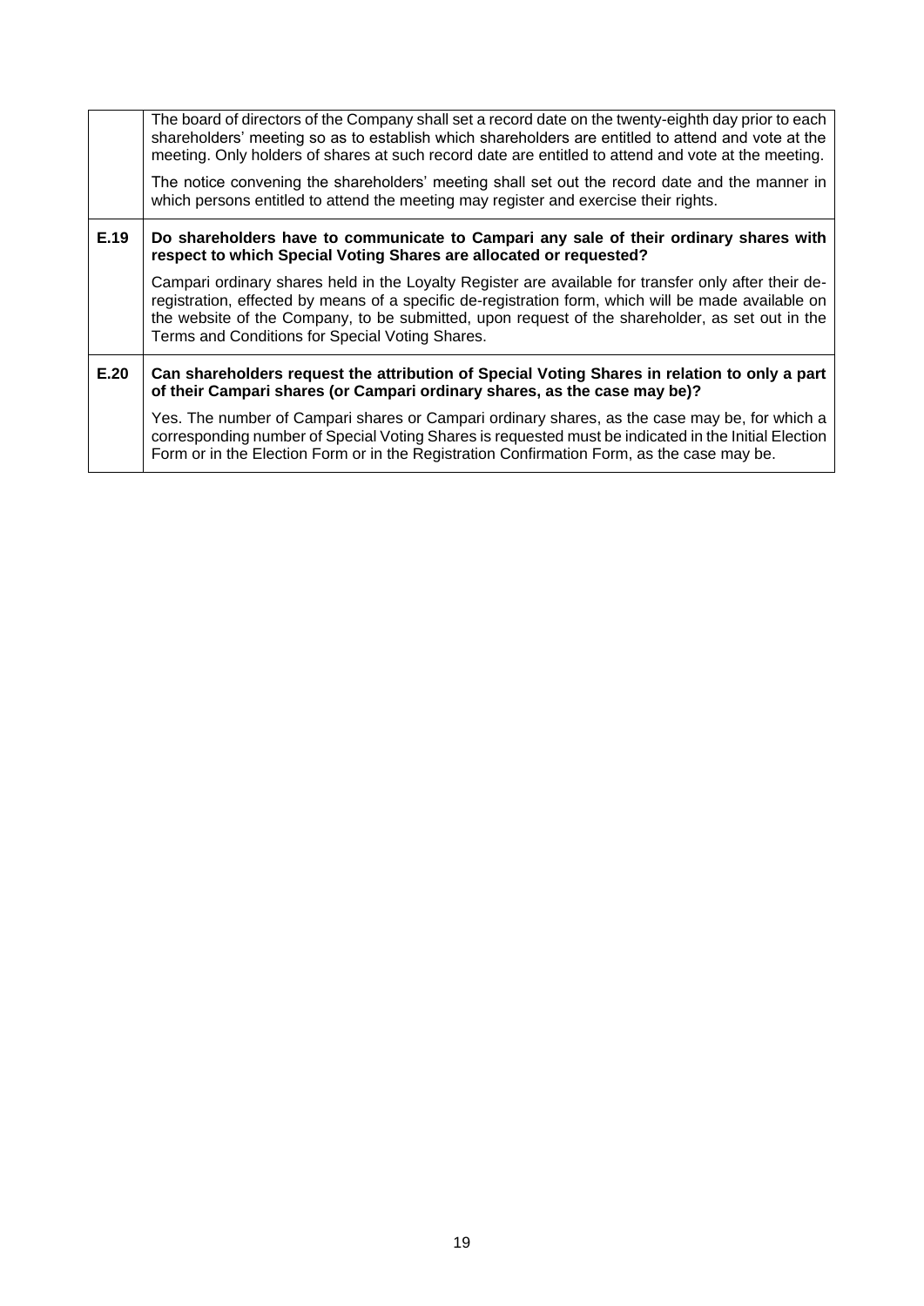| | |
|---|---|
| | The board of directors of the Company shall set a record date on the twenty-eighth day prior to each shareholders' meeting so as to establish which shareholders are entitled to attend and vote at the meeting. Only holders of shares at such record date are entitled to attend and vote at the meeting.<br><br>The notice convening the shareholders' meeting shall set out the record date and the manner in which persons entitled to attend the meeting may register and exercise their rights. |
| **E.19** | **Do shareholders have to communicate to Campari any sale of their ordinary shares with respect to which Special Voting Shares are allocated or requested?**<br><br>Campari ordinary shares held in the Loyalty Register are available for transfer only after their de-registration, effected by means of a specific de-registration form, which will be made available on the website of the Company, to be submitted, upon request of the shareholder, as set out in the Terms and Conditions for Special Voting Shares. |
| **E.20** | **Can shareholders request the attribution of Special Voting Shares in relation to only a part of their Campari shares (or Campari ordinary shares, as the case may be)?**<br><br>Yes. The number of Campari shares or Campari ordinary shares, as the case may be, for which a corresponding number of Special Voting Shares is requested must be indicated in the Initial Election Form or in the Election Form or in the Registration Confirmation Form, as the case may be. |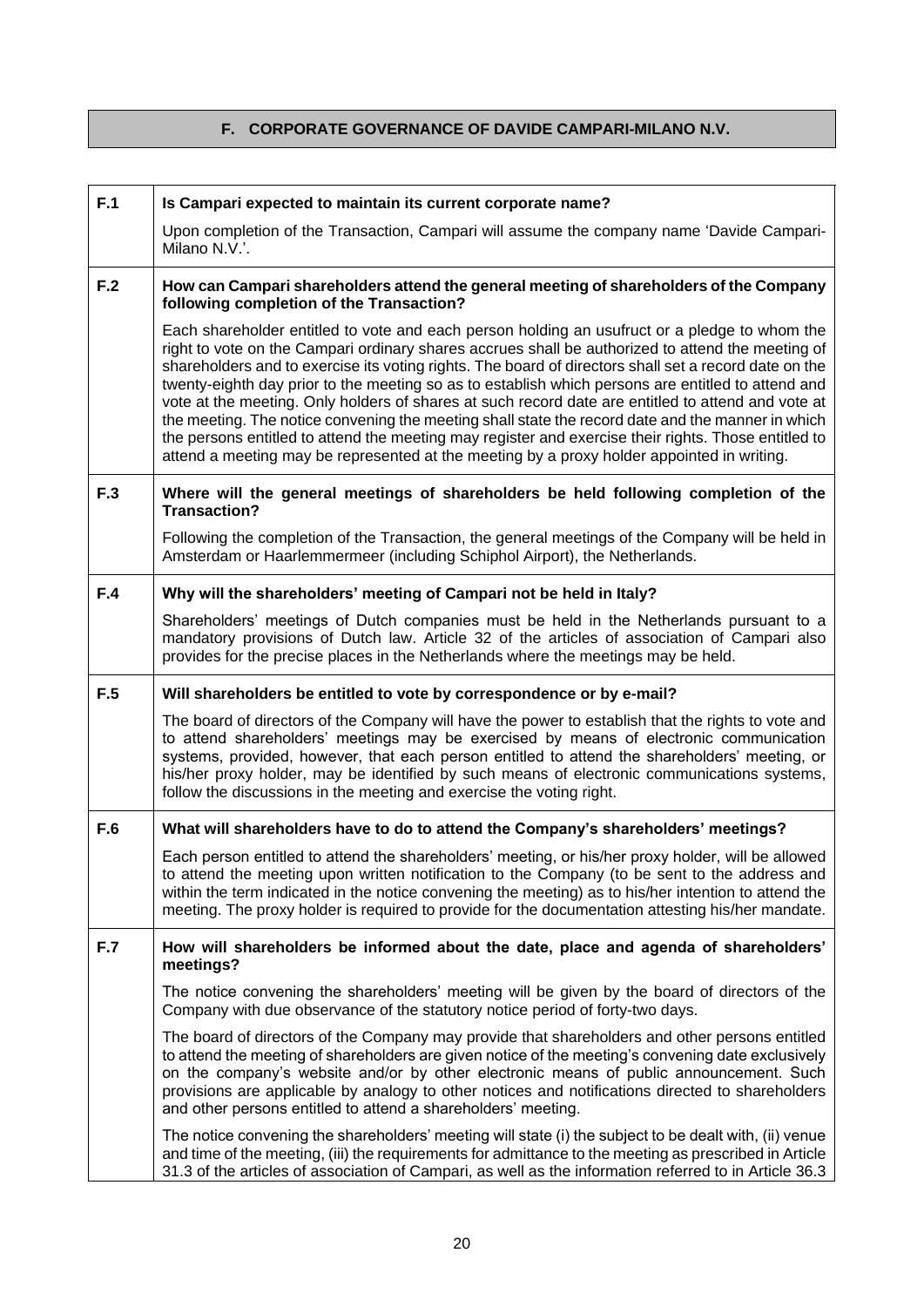## F. CORPORATE GOVERNANCE OF DAVIDE CAMPARI-MILANO N.V.

| | |
|---|---|
| **F.1** | **Is Campari expected to maintain its current corporate name?**<br><br>Upon completion of the Transaction, Campari will assume the company name 'Davide Campari-Milano N.V.'. |
| **F.2** | **How can Campari shareholders attend the general meeting of shareholders of the Company following completion of the Transaction?**<br><br>Each shareholder entitled to vote and each person holding an usufruct or a pledge to whom the right to vote on the Campari ordinary shares accrues shall be authorized to attend the meeting of shareholders and to exercise its voting rights. The board of directors shall set a record date on the twenty-eighth day prior to the meeting so as to establish which persons are entitled to attend and vote at the meeting. Only holders of shares at such record date are entitled to attend and vote at the meeting. The notice convening the meeting shall state the record date and the manner in which the persons entitled to attend the meeting may register and exercise their rights. Those entitled to attend a meeting may be represented at the meeting by a proxy holder appointed in writing. |
| **F.3** | **Where will the general meetings of shareholders be held following completion of the Transaction?**<br><br>Following the completion of the Transaction, the general meetings of the Company will be held in Amsterdam or Haarlemmermeer (including Schiphol Airport), the Netherlands. |
| **F.4** | **Why will the shareholders' meeting of Campari not be held in Italy?**<br><br>Shareholders' meetings of Dutch companies must be held in the Netherlands pursuant to a mandatory provisions of Dutch law. Article 32 of the articles of association of Campari also provides for the precise places in the Netherlands where the meetings may be held. |
| **F.5** | **Will shareholders be entitled to vote by correspondence or by e-mail?**<br><br>The board of directors of the Company will have the power to establish that the rights to vote and to attend shareholders' meetings may be exercised by means of electronic communication systems, provided, however, that each person entitled to attend the shareholders' meeting, or his/her proxy holder, may be identified by such means of electronic communications systems, follow the discussions in the meeting and exercise the voting right. |
| **F.6** | **What will shareholders have to do to attend the Company's shareholders' meetings?**<br><br>Each person entitled to attend the shareholders' meeting, or his/her proxy holder, will be allowed to attend the meeting upon written notification to the Company (to be sent to the address and within the term indicated in the notice convening the meeting) as to his/her intention to attend the meeting. The proxy holder is required to provide for the documentation attesting his/her mandate. |
| **F.7** | **How will shareholders be informed about the date, place and agenda of shareholders' meetings?**<br><br>The notice convening the shareholders' meeting will be given by the board of directors of the Company with due observance of the statutory notice period of forty-two days.<br><br>The board of directors of the Company may provide that shareholders and other persons entitled to attend the meeting of shareholders are given notice of the meeting's convening date exclusively on the company's website and/or by other electronic means of public announcement. Such provisions are applicable by analogy to other notices and notifications directed to shareholders and other persons entitled to attend a shareholders' meeting.<br><br>The notice convening the shareholders' meeting will state (i) the subject to be dealt with, (ii) venue and time of the meeting, (iii) the requirements for admittance to the meeting as prescribed in Article 31.3 of the articles of association of Campari, as well as the information referred to in Article 36.3 |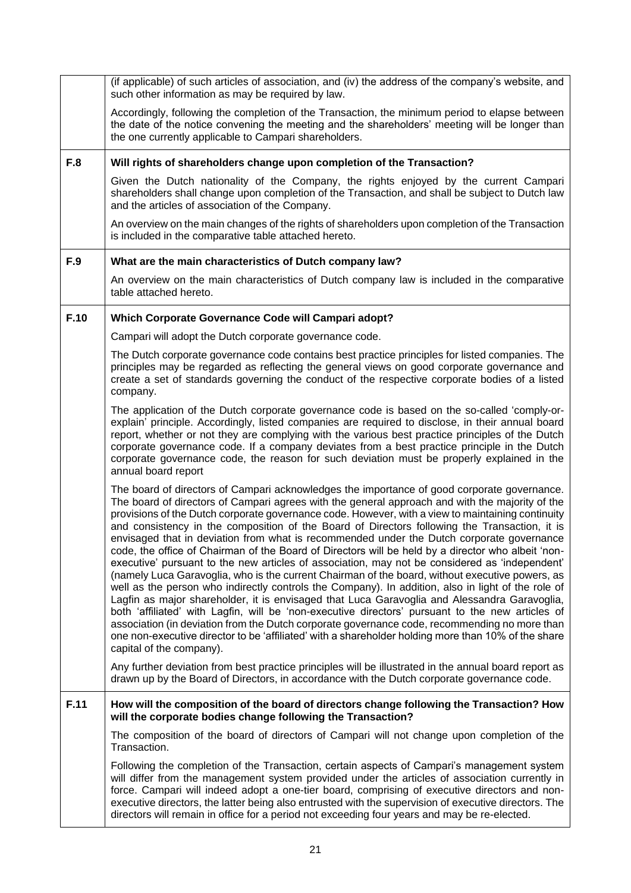| | |
|---|---|
| | (if applicable) of such articles of association, and (iv) the address of the company's website, and such other information as may be required by law.<br><br>Accordingly, following the completion of the Transaction, the minimum period to elapse between the date of the notice convening the meeting and the shareholders' meeting will be longer than the one currently applicable to Campari shareholders. |
| **F.8** | **Will rights of shareholders change upon completion of the Transaction?**<br><br>Given the Dutch nationality of the Company, the rights enjoyed by the current Campari shareholders shall change upon completion of the Transaction, and shall be subject to Dutch law and the articles of association of the Company.<br><br>An overview on the main changes of the rights of shareholders upon completion of the Transaction is included in the comparative table attached hereto. |
| **F.9** | **What are the main characteristics of Dutch company law?**<br><br>An overview on the main characteristics of Dutch company law is included in the comparative table attached hereto. |
| **F.10** | **Which Corporate Governance Code will Campari adopt?**<br><br>Campari will adopt the Dutch corporate governance code.<br><br>The Dutch corporate governance code contains best practice principles for listed companies. The principles may be regarded as reflecting the general views on good corporate governance and create a set of standards governing the conduct of the respective corporate bodies of a listed company.<br><br>The application of the Dutch corporate governance code is based on the so-called 'comply-or-explain' principle. Accordingly, listed companies are required to disclose, in their annual board report, whether or not they are complying with the various best practice principles of the Dutch corporate governance code. If a company deviates from a best practice principle in the Dutch corporate governance code, the reason for such deviation must be properly explained in the annual board report<br><br>The board of directors of Campari acknowledges the importance of good corporate governance. The board of directors of Campari agrees with the general approach and with the majority of the provisions of the Dutch corporate governance code. However, with a view to maintaining continuity and consistency in the composition of the Board of Directors following the Transaction, it is envisaged that in deviation from what is recommended under the Dutch corporate governance code, the office of Chairman of the Board of Directors will be held by a director who albeit 'non-executive' pursuant to the new articles of association, may not be considered as 'independent' (namely Luca Garavoglia, who is the current Chairman of the board, without executive powers, as well as the person who indirectly controls the Company). In addition, also in light of the role of Lagfin as major shareholder, it is envisaged that Luca Garavoglia and Alessandra Garavoglia, both 'affiliated' with Lagfin, will be 'non-executive directors' pursuant to the new articles of association (in deviation from the Dutch corporate governance code, recommending no more than one non-executive director to be 'affiliated' with a shareholder holding more than 10% of the share capital of the company).<br><br>Any further deviation from best practice principles will be illustrated in the annual board report as drawn up by the Board of Directors, in accordance with the Dutch corporate governance code. |
| **F.11** | **How will the composition of the board of directors change following the Transaction? How will the corporate bodies change following the Transaction?**<br><br>The composition of the board of directors of Campari will not change upon completion of the Transaction.<br><br>Following the completion of the Transaction, certain aspects of Campari's management system will differ from the management system provided under the articles of association currently in force. Campari will indeed adopt a one-tier board, comprising of executive directors and non-executive directors, the latter being also entrusted with the supervision of executive directors. The directors will remain in office for a period not exceeding four years and may be re-elected. |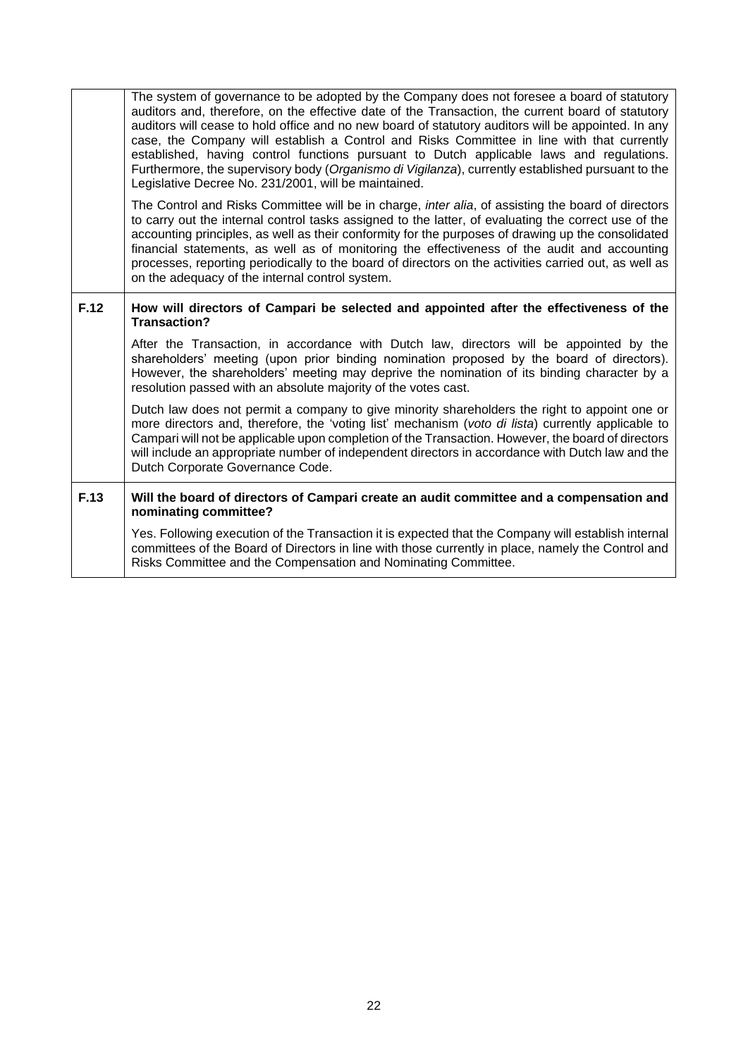| | |
|---|---|
| | The system of governance to be adopted by the Company does not foresee a board of statutory auditors and, therefore, on the effective date of the Transaction, the current board of statutory auditors will cease to hold office and no new board of statutory auditors will be appointed. In any case, the Company will establish a Control and Risks Committee in line with that currently established, having control functions pursuant to Dutch applicable laws and regulations. Furthermore, the supervisory body (*Organismo di Vigilanza*), currently established pursuant to the Legislative Decree No. 231/2001, will be maintained.<br><br>The Control and Risks Committee will be in charge, *inter alia*, of assisting the board of directors to carry out the internal control tasks assigned to the latter, of evaluating the correct use of the accounting principles, as well as their conformity for the purposes of drawing up the consolidated financial statements, as well as of monitoring the effectiveness of the audit and accounting processes, reporting periodically to the board of directors on the activities carried out, as well as on the adequacy of the internal control system. |
| **F.12** | **How will directors of Campari be selected and appointed after the effectiveness of the Transaction?**<br><br>After the Transaction, in accordance with Dutch law, directors will be appointed by the shareholders' meeting (upon prior binding nomination proposed by the board of directors). However, the shareholders' meeting may deprive the nomination of its binding character by a resolution passed with an absolute majority of the votes cast.<br><br>Dutch law does not permit a company to give minority shareholders the right to appoint one or more directors and, therefore, the 'voting list' mechanism (*voto di lista*) currently applicable to Campari will not be applicable upon completion of the Transaction. However, the board of directors will include an appropriate number of independent directors in accordance with Dutch law and the Dutch Corporate Governance Code. |
| **F.13** | **Will the board of directors of Campari create an audit committee and a compensation and nominating committee?**<br><br>Yes. Following execution of the Transaction it is expected that the Company will establish internal committees of the Board of Directors in line with those currently in place, namely the Control and Risks Committee and the Compensation and Nominating Committee. |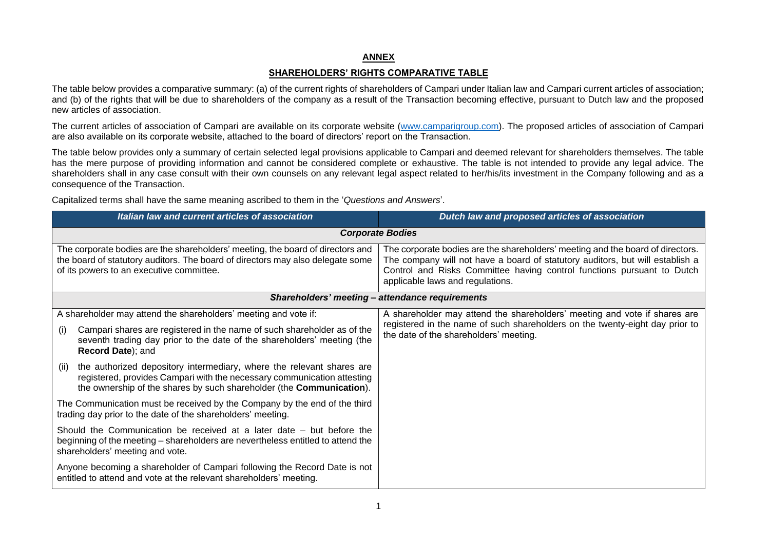## ANNEX

## SHAREHOLDERS' RIGHTS COMPARATIVE TABLE

The table below provides a comparative summary: (a) of the current rights of shareholders of Campari under Italian law and Campari current articles of association; and (b) of the rights that will be due to shareholders of the company as a result of the Transaction becoming effective, pursuant to Dutch law and the proposed new articles of association.

The current articles of association of Campari are available on its corporate website (www.camparigroup.com). The proposed articles of association of Campari are also available on its corporate website, attached to the board of directors' report on the Transaction.

The table below provides only a summary of certain selected legal provisions applicable to Campari and deemed relevant for shareholders themselves. The table has the mere purpose of providing information and cannot be considered complete or exhaustive. The table is not intended to provide any legal advice. The shareholders shall in any case consult with their own counsels on any relevant legal aspect related to her/his/its investment in the Company following and as a consequence of the Transaction.

Capitalized terms shall have the same meaning ascribed to them in the '*Questions and Answers*'.

| *Italian law and current articles of association* | *Dutch law and proposed articles of association* |
|---|---|
| ***Corporate Bodies*** | |
| The corporate bodies are the shareholders' meeting, the board of directors and the board of statutory auditors. The board of directors may also delegate some of its powers to an executive committee. | The corporate bodies are the shareholders' meeting and the board of directors. The company will not have a board of statutory auditors, but will establish a Control and Risks Committee having control functions pursuant to Dutch applicable laws and regulations. |
| ***Shareholders' meeting – attendance requirements*** | |
| A shareholder may attend the shareholders' meeting and vote if:<br>(i) Campari shares are registered in the name of such shareholder as of the seventh trading day prior to the date of the shareholders' meeting (the **Record Date**); and<br>(ii) the authorized depository intermediary, where the relevant shares are registered, provides Campari with the necessary communication attesting the ownership of the shares by such shareholder (the **Communication**).<br>The Communication must be received by the Company by the end of the third trading day prior to the date of the shareholders' meeting.<br>Should the Communication be received at a later date – but before the beginning of the meeting – shareholders are nevertheless entitled to attend the shareholders' meeting and vote.<br>Anyone becoming a shareholder of Campari following the Record Date is not entitled to attend and vote at the relevant shareholders' meeting. | A shareholder may attend the shareholders' meeting and vote if shares are registered in the name of such shareholders on the twenty-eight day prior to the date of the shareholders' meeting. |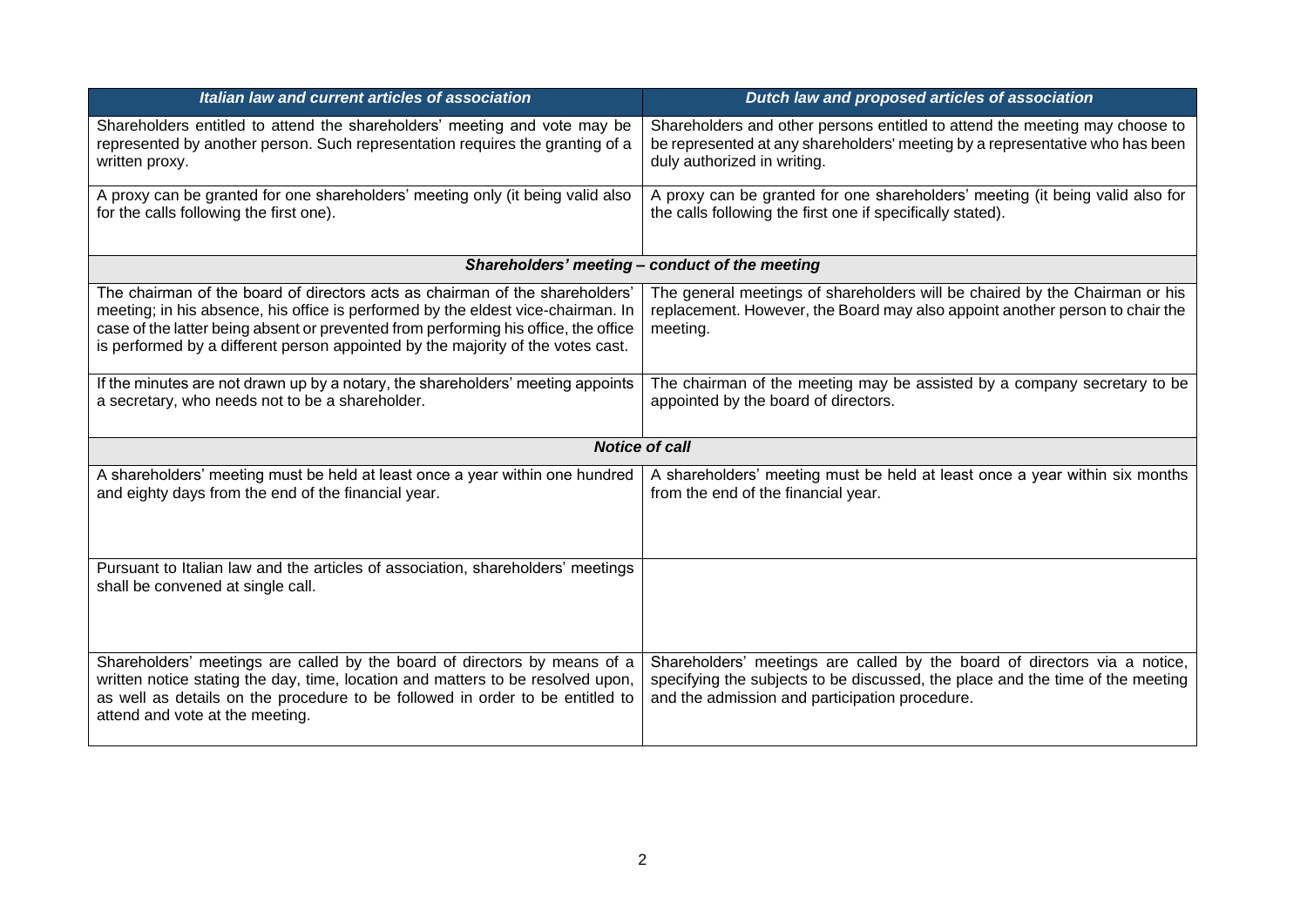| *Italian law and current articles of association* | *Dutch law and proposed articles of association* |
|---|---|
| Shareholders entitled to attend the shareholders' meeting and vote may be represented by another person. Such representation requires the granting of a written proxy. | Shareholders and other persons entitled to attend the meeting may choose to be represented at any shareholders' meeting by a representative who has been duly authorized in writing. |
| A proxy can be granted for one shareholders' meeting only (it being valid also for the calls following the first one). | A proxy can be granted for one shareholders' meeting (it being valid also for the calls following the first one if specifically stated). |
| ***Shareholders' meeting – conduct of the meeting*** | |
| The chairman of the board of directors acts as chairman of the shareholders' meeting; in his absence, his office is performed by the eldest vice-chairman. In case of the latter being absent or prevented from performing his office, the office is performed by a different person appointed by the majority of the votes cast. | The general meetings of shareholders will be chaired by the Chairman or his replacement. However, the Board may also appoint another person to chair the meeting. |
| If the minutes are not drawn up by a notary, the shareholders' meeting appoints a secretary, who needs not to be a shareholder. | The chairman of the meeting may be assisted by a company secretary to be appointed by the board of directors. |
| ***Notice of call*** | |
| A shareholders' meeting must be held at least once a year within one hundred and eighty days from the end of the financial year. | A shareholders' meeting must be held at least once a year within six months from the end of the financial year. |
| Pursuant to Italian law and the articles of association, shareholders' meetings shall be convened at single call. | |
| Shareholders' meetings are called by the board of directors by means of a written notice stating the day, time, location and matters to be resolved upon, as well as details on the procedure to be followed in order to be entitled to attend and vote at the meeting. | Shareholders' meetings are called by the board of directors via a notice, specifying the subjects to be discussed, the place and the time of the meeting and the admission and participation procedure. |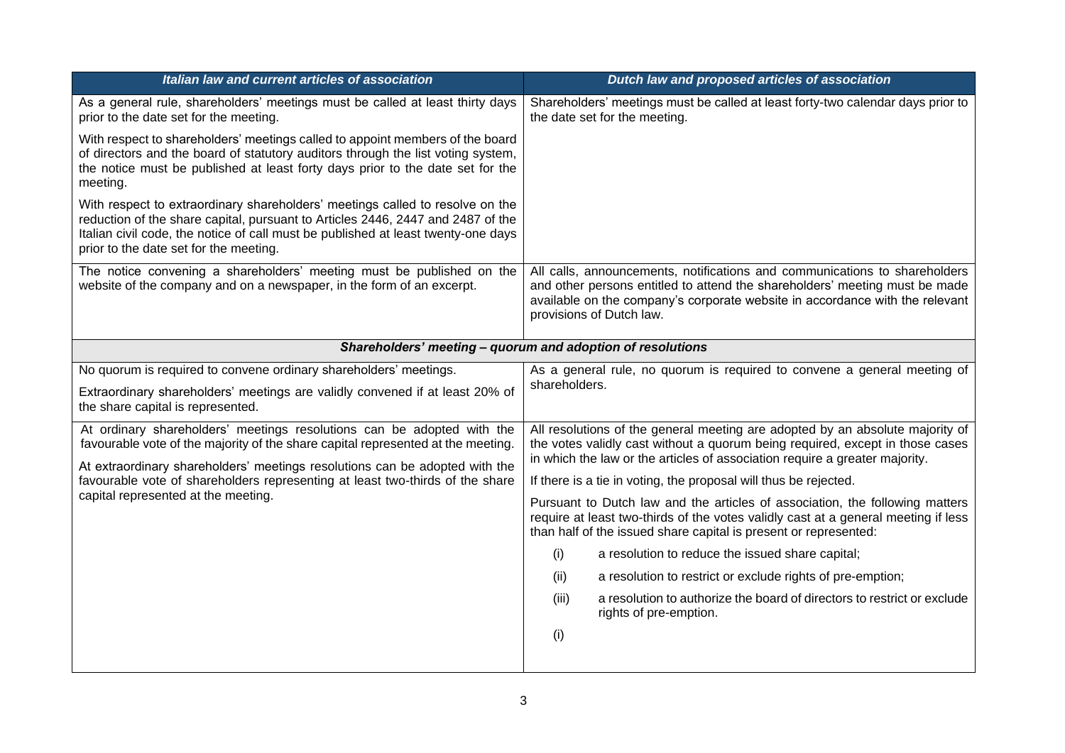| *Italian law and current articles of association* | *Dutch law and proposed articles of association* |
| --- | --- |
| As a general rule, shareholders' meetings must be called at least thirty days prior to the date set for the meeting.<br><br>With respect to shareholders' meetings called to appoint members of the board of directors and the board of statutory auditors through the list voting system, the notice must be published at least forty days prior to the date set for the meeting.<br><br>With respect to extraordinary shareholders' meetings called to resolve on the reduction of the share capital, pursuant to Articles 2446, 2447 and 2487 of the Italian civil code, the notice of call must be published at least twenty-one days prior to the date set for the meeting. | Shareholders' meetings must be called at least forty-two calendar days prior to the date set for the meeting. |
| The notice convening a shareholders' meeting must be published on the website of the company and on a newspaper, in the form of an excerpt. | All calls, announcements, notifications and communications to shareholders and other persons entitled to attend the shareholders' meeting must be made available on the company's corporate website in accordance with the relevant provisions of Dutch law. |
| ***Shareholders' meeting – quorum and adoption of resolutions*** | |
| No quorum is required to convene ordinary shareholders' meetings.<br><br>Extraordinary shareholders' meetings are validly convened if at least 20% of the share capital is represented. | As a general rule, no quorum is required to convene a general meeting of shareholders. |
| At ordinary shareholders' meetings resolutions can be adopted with the favourable vote of the majority of the share capital represented at the meeting.<br><br>At extraordinary shareholders' meetings resolutions can be adopted with the favourable vote of shareholders representing at least two-thirds of the share capital represented at the meeting. | All resolutions of the general meeting are adopted by an absolute majority of the votes validly cast without a quorum being required, except in those cases in which the law or the articles of association require a greater majority.<br><br>If there is a tie in voting, the proposal will thus be rejected.<br><br>Pursuant to Dutch law and the articles of association, the following matters require at least two-thirds of the votes validly cast at a general meeting if less than half of the issued share capital is present or represented:<br><br>(i) a resolution to reduce the issued share capital;<br><br>(ii) a resolution to restrict or exclude rights of pre-emption;<br><br>(iii) a resolution to authorize the board of directors to restrict or exclude rights of pre-emption.<br><br>(i) |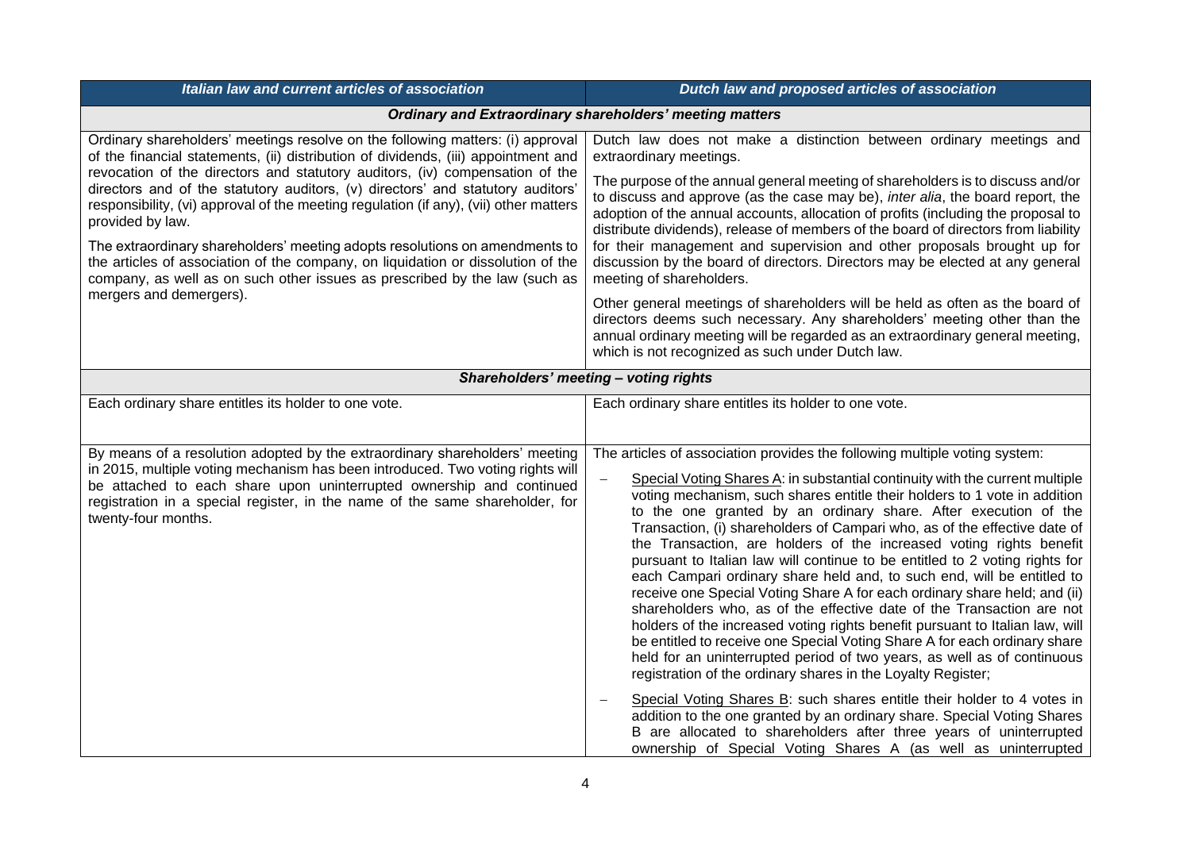| *Italian law and current articles of association* | *Dutch law and proposed articles of association* |
|---|---|
| ***Ordinary and Extraordinary shareholders' meeting matters*** | |
| Ordinary shareholders' meetings resolve on the following matters: (i) approval of the financial statements, (ii) distribution of dividends, (iii) appointment and revocation of the directors and statutory auditors, (iv) compensation of the directors and of the statutory auditors, (v) directors' and statutory auditors' responsibility, (vi) approval of the meeting regulation (if any), (vii) other matters provided by law.<br><br>The extraordinary shareholders' meeting adopts resolutions on amendments to the articles of association of the company, on liquidation or dissolution of the company, as well as on such other issues as prescribed by the law (such as mergers and demergers). | Dutch law does not make a distinction between ordinary meetings and extraordinary meetings.<br><br>The purpose of the annual general meeting of shareholders is to discuss and/or to discuss and approve (as the case may be), *inter alia*, the board report, the adoption of the annual accounts, allocation of profits (including the proposal to distribute dividends), release of members of the board of directors from liability for their management and supervision and other proposals brought up for discussion by the board of directors. Directors may be elected at any general meeting of shareholders.<br><br>Other general meetings of shareholders will be held as often as the board of directors deems such necessary. Any shareholders' meeting other than the annual ordinary meeting will be regarded as an extraordinary general meeting, which is not recognized as such under Dutch law. |
| ***Shareholders' meeting – voting rights*** | |
| Each ordinary share entitles its holder to one vote. | Each ordinary share entitles its holder to one vote. |
| By means of a resolution adopted by the extraordinary shareholders' meeting in 2015, multiple voting mechanism has been introduced. Two voting rights will be attached to each share upon uninterrupted ownership and continued registration in a special register, in the name of the same shareholder, for twenty-four months. | The articles of association provides the following multiple voting system:<br><br>– Special Voting Shares A: in substantial continuity with the current multiple voting mechanism, such shares entitle their holders to 1 vote in addition to the one granted by an ordinary share. After execution of the Transaction, (i) shareholders of Campari who, as of the effective date of the Transaction, are holders of the increased voting rights benefit pursuant to Italian law will continue to be entitled to 2 voting rights for each Campari ordinary share held and, to such end, will be entitled to receive one Special Voting Share A for each ordinary share held; and (ii) shareholders who, as of the effective date of the Transaction are not holders of the increased voting rights benefit pursuant to Italian law, will be entitled to receive one Special Voting Share A for each ordinary share held for an uninterrupted period of two years, as well as of continuous registration of the ordinary shares in the Loyalty Register;<br><br>– Special Voting Shares B: such shares entitle their holder to 4 votes in addition to the one granted by an ordinary share. Special Voting Shares B are allocated to shareholders after three years of uninterrupted ownership of Special Voting Shares A (as well as uninterrupted |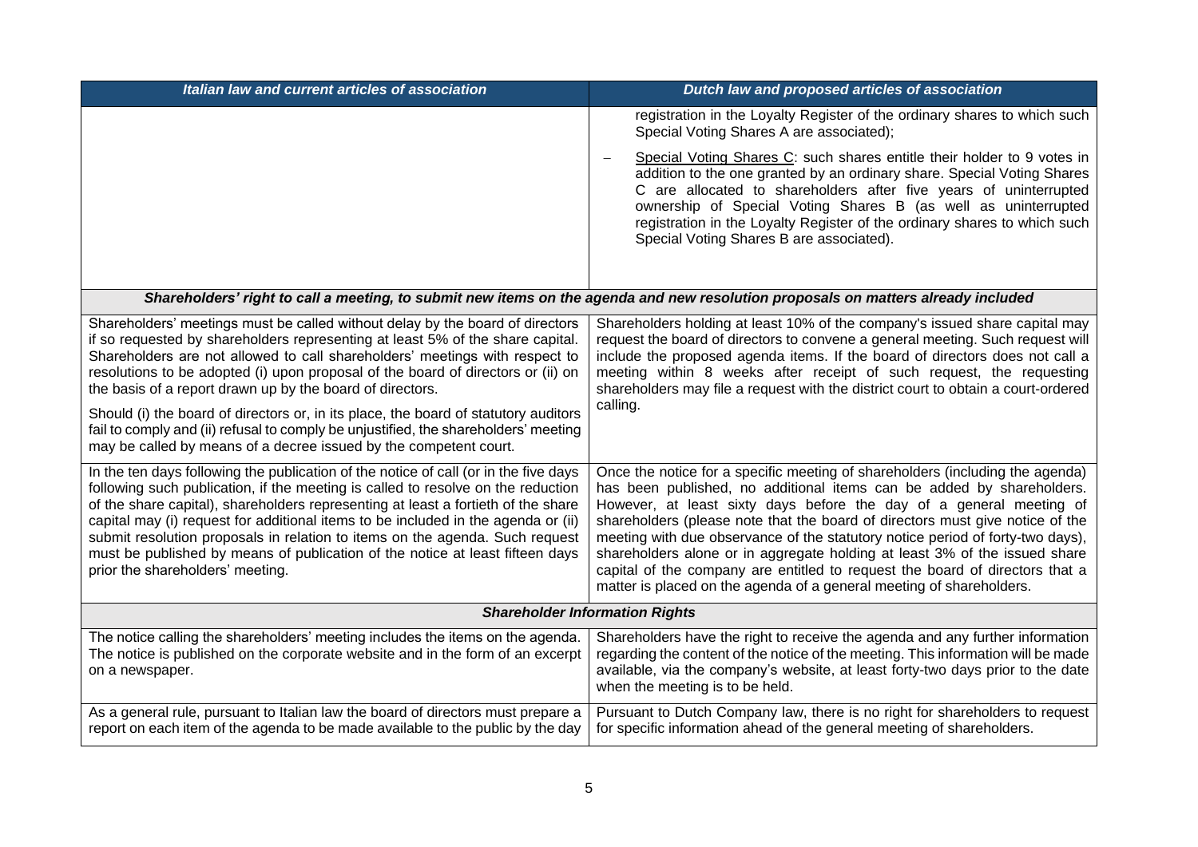| *Italian law and current articles of association* | *Dutch law and proposed articles of association* |
|---|---|
| | registration in the Loyalty Register of the ordinary shares to which such Special Voting Shares A are associated);<br>– Special Voting Shares C: such shares entitle their holder to 9 votes in addition to the one granted by an ordinary share. Special Voting Shares C are allocated to shareholders after five years of uninterrupted ownership of Special Voting Shares B (as well as uninterrupted registration in the Loyalty Register of the ordinary shares to which such Special Voting Shares B are associated). |
| ***Shareholders' right to call a meeting, to submit new items on the agenda and new resolution proposals on matters already included*** | |
| Shareholders' meetings must be called without delay by the board of directors if so requested by shareholders representing at least 5% of the share capital. Shareholders are not allowed to call shareholders' meetings with respect to resolutions to be adopted (i) upon proposal of the board of directors or (ii) on the basis of a report drawn up by the board of directors.<br>Should (i) the board of directors or, in its place, the board of statutory auditors fail to comply and (ii) refusal to comply be unjustified, the shareholders' meeting may be called by means of a decree issued by the competent court. | Shareholders holding at least 10% of the company's issued share capital may request the board of directors to convene a general meeting. Such request will include the proposed agenda items. If the board of directors does not call a meeting within 8 weeks after receipt of such request, the requesting shareholders may file a request with the district court to obtain a court-ordered calling. |
| In the ten days following the publication of the notice of call (or in the five days following such publication, if the meeting is called to resolve on the reduction of the share capital), shareholders representing at least a fortieth of the share capital may (i) request for additional items to be included in the agenda or (ii) submit resolution proposals in relation to items on the agenda. Such request must be published by means of publication of the notice at least fifteen days prior the shareholders' meeting. | Once the notice for a specific meeting of shareholders (including the agenda) has been published, no additional items can be added by shareholders. However, at least sixty days before the day of a general meeting of shareholders (please note that the board of directors must give notice of the meeting with due observance of the statutory notice period of forty-two days), shareholders alone or in aggregate holding at least 3% of the issued share capital of the company are entitled to request the board of directors that a matter is placed on the agenda of a general meeting of shareholders. |
| ***Shareholder Information Rights*** | |
| The notice calling the shareholders' meeting includes the items on the agenda. The notice is published on the corporate website and in the form of an excerpt on a newspaper. | Shareholders have the right to receive the agenda and any further information regarding the content of the notice of the meeting. This information will be made available, via the company's website, at least forty-two days prior to the date when the meeting is to be held. |
| As a general rule, pursuant to Italian law the board of directors must prepare a report on each item of the agenda to be made available to the public by the day | Pursuant to Dutch Company law, there is no right for shareholders to request for specific information ahead of the general meeting of shareholders. |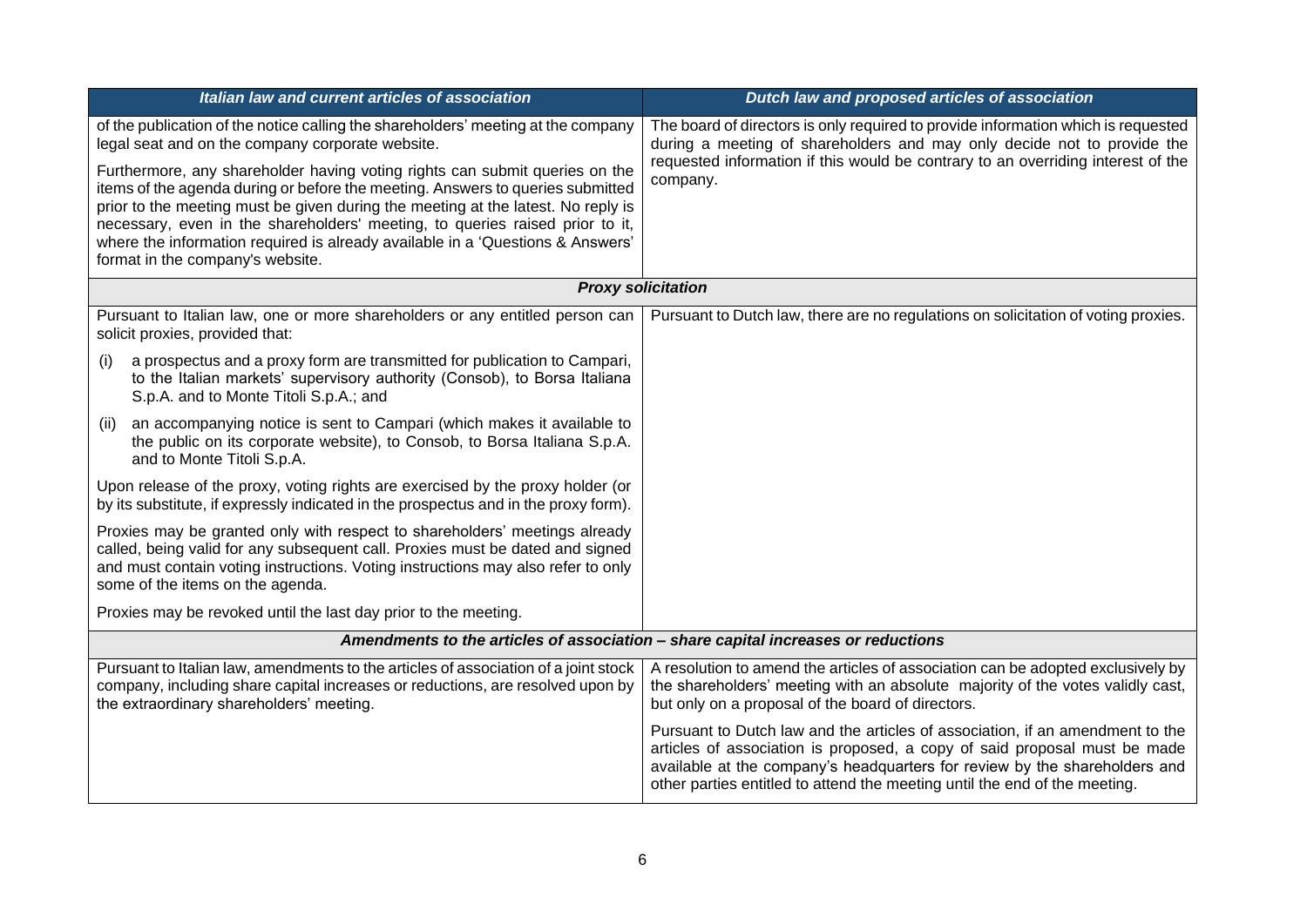| *Italian law and current articles of association* | *Dutch law and proposed articles of association* |
|---|---|
| of the publication of the notice calling the shareholders' meeting at the company legal seat and on the company corporate website.<br><br>Furthermore, any shareholder having voting rights can submit queries on the items of the agenda during or before the meeting. Answers to queries submitted prior to the meeting must be given during the meeting at the latest. No reply is necessary, even in the shareholders' meeting, to queries raised prior to it, where the information required is already available in a 'Questions & Answers' format in the company's website. | The board of directors is only required to provide information which is requested during a meeting of shareholders and may only decide not to provide the requested information if this would be contrary to an overriding interest of the company. |
| ***Proxy solicitation*** | |
| Pursuant to Italian law, one or more shareholders or any entitled person can solicit proxies, provided that:<br><br>(i) a prospectus and a proxy form are transmitted for publication to Campari, to the Italian markets' supervisory authority (Consob), to Borsa Italiana S.p.A. and to Monte Titoli S.p.A.; and<br><br>(ii) an accompanying notice is sent to Campari (which makes it available to the public on its corporate website), to Consob, to Borsa Italiana S.p.A. and to Monte Titoli S.p.A.<br><br>Upon release of the proxy, voting rights are exercised by the proxy holder (or by its substitute, if expressly indicated in the prospectus and in the proxy form).<br><br>Proxies may be granted only with respect to shareholders' meetings already called, being valid for any subsequent call. Proxies must be dated and signed and must contain voting instructions. Voting instructions may also refer to only some of the items on the agenda.<br><br>Proxies may be revoked until the last day prior to the meeting. | Pursuant to Dutch law, there are no regulations on solicitation of voting proxies. |
| ***Amendments to the articles of association – share capital increases or reductions*** | |
| Pursuant to Italian law, amendments to the articles of association of a joint stock company, including share capital increases or reductions, are resolved upon by the extraordinary shareholders' meeting. | A resolution to amend the articles of association can be adopted exclusively by the shareholders' meeting with an absolute majority of the votes validly cast, but only on a proposal of the board of directors.<br><br>Pursuant to Dutch law and the articles of association, if an amendment to the articles of association is proposed, a copy of said proposal must be made available at the company's headquarters for review by the shareholders and other parties entitled to attend the meeting until the end of the meeting. |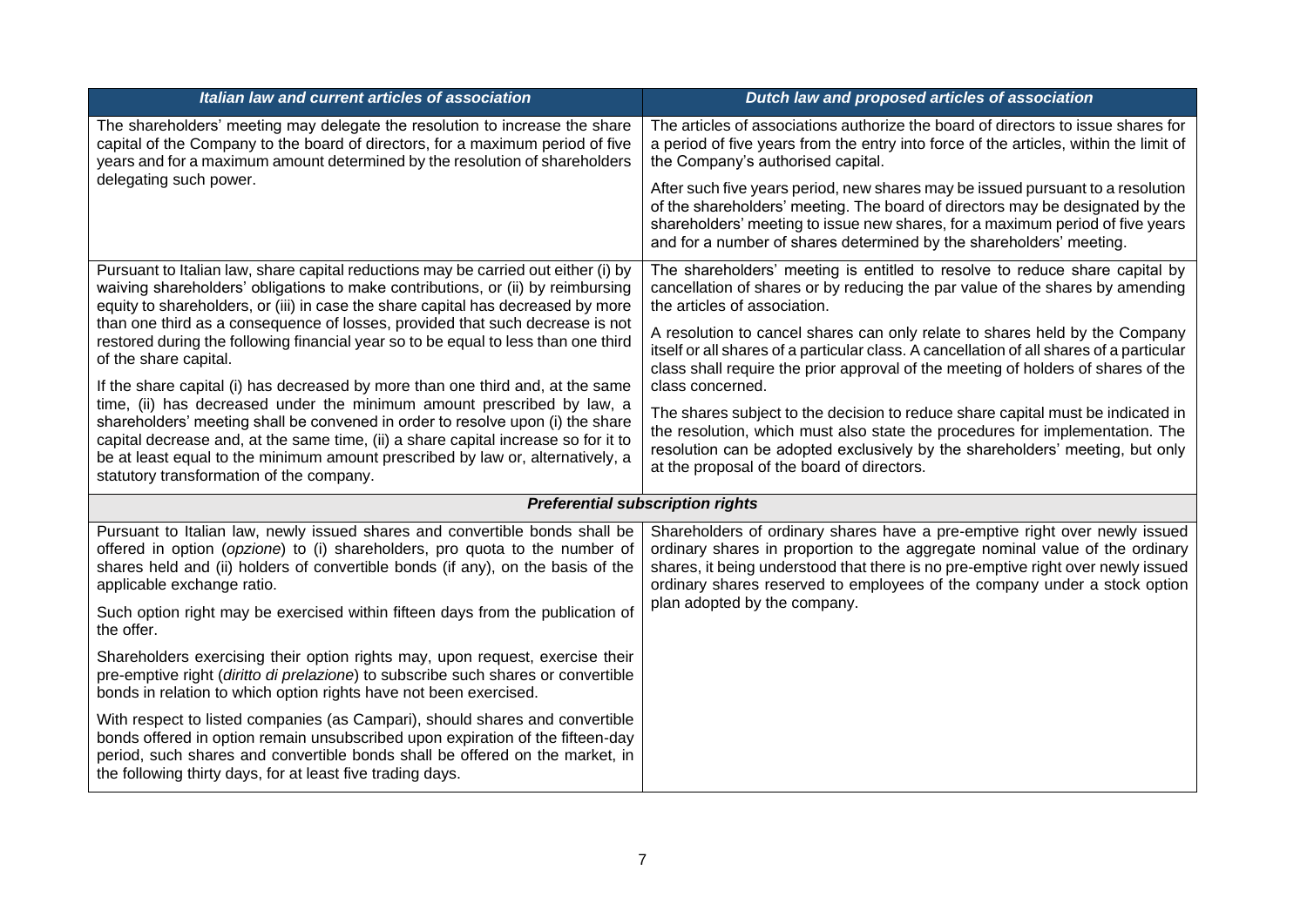| *Italian law and current articles of association* | *Dutch law and proposed articles of association* |
|---|---|
| The shareholders' meeting may delegate the resolution to increase the share capital of the Company to the board of directors, for a maximum period of five years and for a maximum amount determined by the resolution of shareholders delegating such power. | The articles of associations authorize the board of directors to issue shares for a period of five years from the entry into force of the articles, within the limit of the Company's authorised capital.<br><br>After such five years period, new shares may be issued pursuant to a resolution of the shareholders' meeting. The board of directors may be designated by the shareholders' meeting to issue new shares, for a maximum period of five years and for a number of shares determined by the shareholders' meeting. |
| Pursuant to Italian law, share capital reductions may be carried out either (i) by waiving shareholders' obligations to make contributions, or (ii) by reimbursing equity to shareholders, or (iii) in case the share capital has decreased by more than one third as a consequence of losses, provided that such decrease is not restored during the following financial year so to be equal to less than one third of the share capital.<br><br>If the share capital (i) has decreased by more than one third and, at the same time, (ii) has decreased under the minimum amount prescribed by law, a shareholders' meeting shall be convened in order to resolve upon (i) the share capital decrease and, at the same time, (ii) a share capital increase so for it to be at least equal to the minimum amount prescribed by law or, alternatively, a statutory transformation of the company. | The shareholders' meeting is entitled to resolve to reduce share capital by cancellation of shares or by reducing the par value of the shares by amending the articles of association.<br><br>A resolution to cancel shares can only relate to shares held by the Company itself or all shares of a particular class. A cancellation of all shares of a particular class shall require the prior approval of the meeting of holders of shares of the class concerned.<br><br>The shares subject to the decision to reduce share capital must be indicated in the resolution, which must also state the procedures for implementation. The resolution can be adopted exclusively by the shareholders' meeting, but only at the proposal of the board of directors. |
| ***Preferential subscription rights*** | |
| Pursuant to Italian law, newly issued shares and convertible bonds shall be offered in option (*opzione*) to (i) shareholders, pro quota to the number of shares held and (ii) holders of convertible bonds (if any), on the basis of the applicable exchange ratio.<br><br>Such option right may be exercised within fifteen days from the publication of the offer.<br><br>Shareholders exercising their option rights may, upon request, exercise their pre-emptive right (*diritto di prelazione*) to subscribe such shares or convertible bonds in relation to which option rights have not been exercised.<br><br>With respect to listed companies (as Campari), should shares and convertible bonds offered in option remain unsubscribed upon expiration of the fifteen-day period, such shares and convertible bonds shall be offered on the market, in the following thirty days, for at least five trading days. | Shareholders of ordinary shares have a pre-emptive right over newly issued ordinary shares in proportion to the aggregate nominal value of the ordinary shares, it being understood that there is no pre-emptive right over newly issued ordinary shares reserved to employees of the company under a stock option plan adopted by the company. |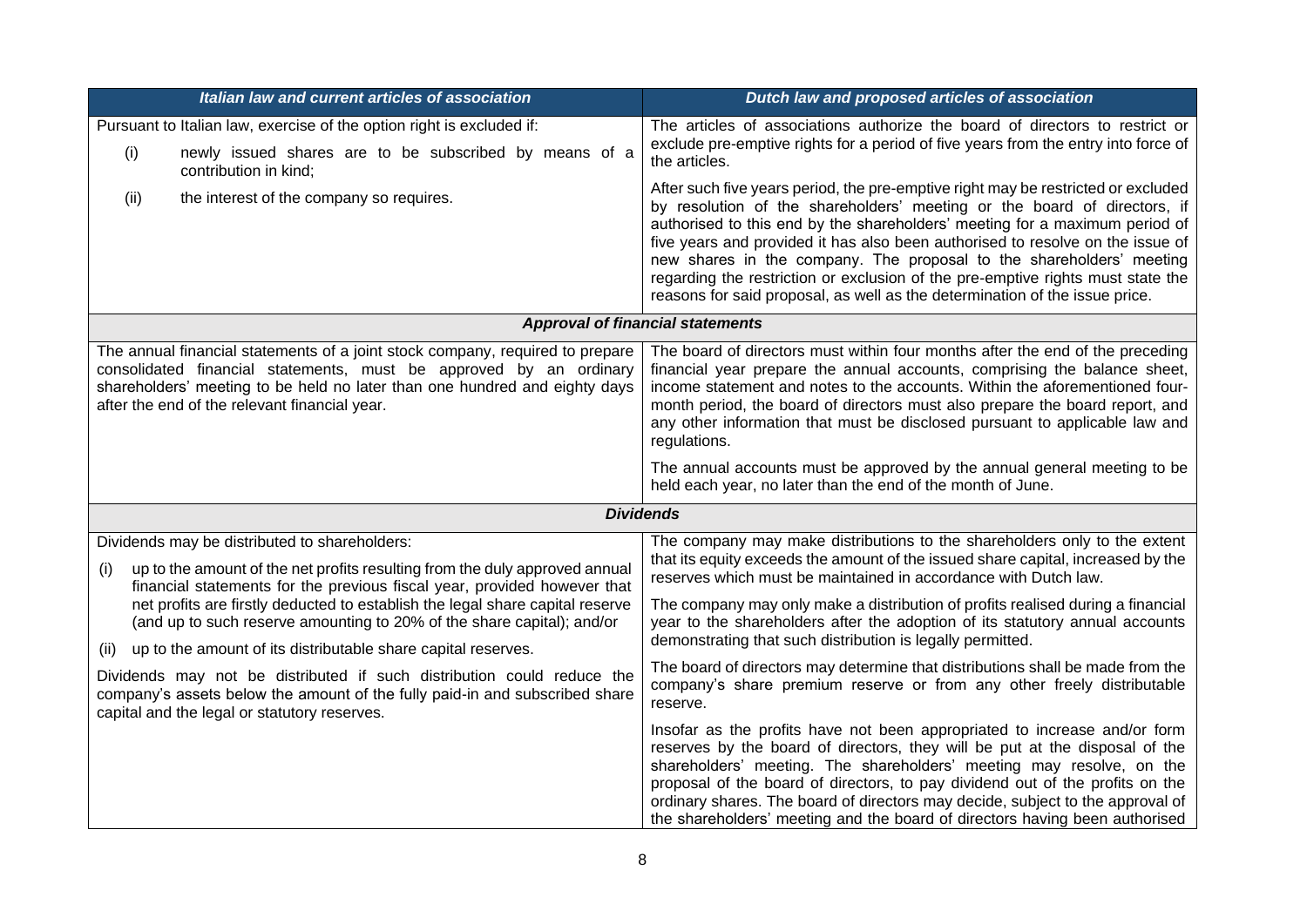| *Italian law and current articles of association* | *Dutch law and proposed articles of association* |
|---|---|
| Pursuant to Italian law, exercise of the option right is excluded if:<br>(i) newly issued shares are to be subscribed by means of a contribution in kind;<br>(ii) the interest of the company so requires. | The articles of associations authorize the board of directors to restrict or exclude pre-emptive rights for a period of five years from the entry into force of the articles.<br><br>After such five years period, the pre-emptive right may be restricted or excluded by resolution of the shareholders' meeting or the board of directors, if authorised to this end by the shareholders' meeting for a maximum period of five years and provided it has also been authorised to resolve on the issue of new shares in the company. The proposal to the shareholders' meeting regarding the restriction or exclusion of the pre-emptive rights must state the reasons for said proposal, as well as the determination of the issue price. |
| ***Approval of financial statements*** | |
| The annual financial statements of a joint stock company, required to prepare consolidated financial statements, must be approved by an ordinary shareholders' meeting to be held no later than one hundred and eighty days after the end of the relevant financial year. | The board of directors must within four months after the end of the preceding financial year prepare the annual accounts, comprising the balance sheet, income statement and notes to the accounts. Within the aforementioned four-month period, the board of directors must also prepare the board report, and any other information that must be disclosed pursuant to applicable law and regulations.<br><br>The annual accounts must be approved by the annual general meeting to be held each year, no later than the end of the month of June. |
| ***Dividends*** | |
| Dividends may be distributed to shareholders:<br>(i) up to the amount of the net profits resulting from the duly approved annual financial statements for the previous fiscal year, provided however that net profits are firstly deducted to establish the legal share capital reserve (and up to such reserve amounting to 20% of the share capital); and/or<br>(ii) up to the amount of its distributable share capital reserves.<br><br>Dividends may not be distributed if such distribution could reduce the company's assets below the amount of the fully paid-in and subscribed share capital and the legal or statutory reserves. | The company may make distributions to the shareholders only to the extent that its equity exceeds the amount of the issued share capital, increased by the reserves which must be maintained in accordance with Dutch law.<br><br>The company may only make a distribution of profits realised during a financial year to the shareholders after the adoption of its statutory annual accounts demonstrating that such distribution is legally permitted.<br><br>The board of directors may determine that distributions shall be made from the company's share premium reserve or from any other freely distributable reserve.<br><br>Insofar as the profits have not been appropriated to increase and/or form reserves by the board of directors, they will be put at the disposal of the shareholders' meeting. The shareholders' meeting may resolve, on the proposal of the board of directors, to pay dividend out of the profits on the ordinary shares. The board of directors may decide, subject to the approval of the shareholders' meeting and the board of directors having been authorised |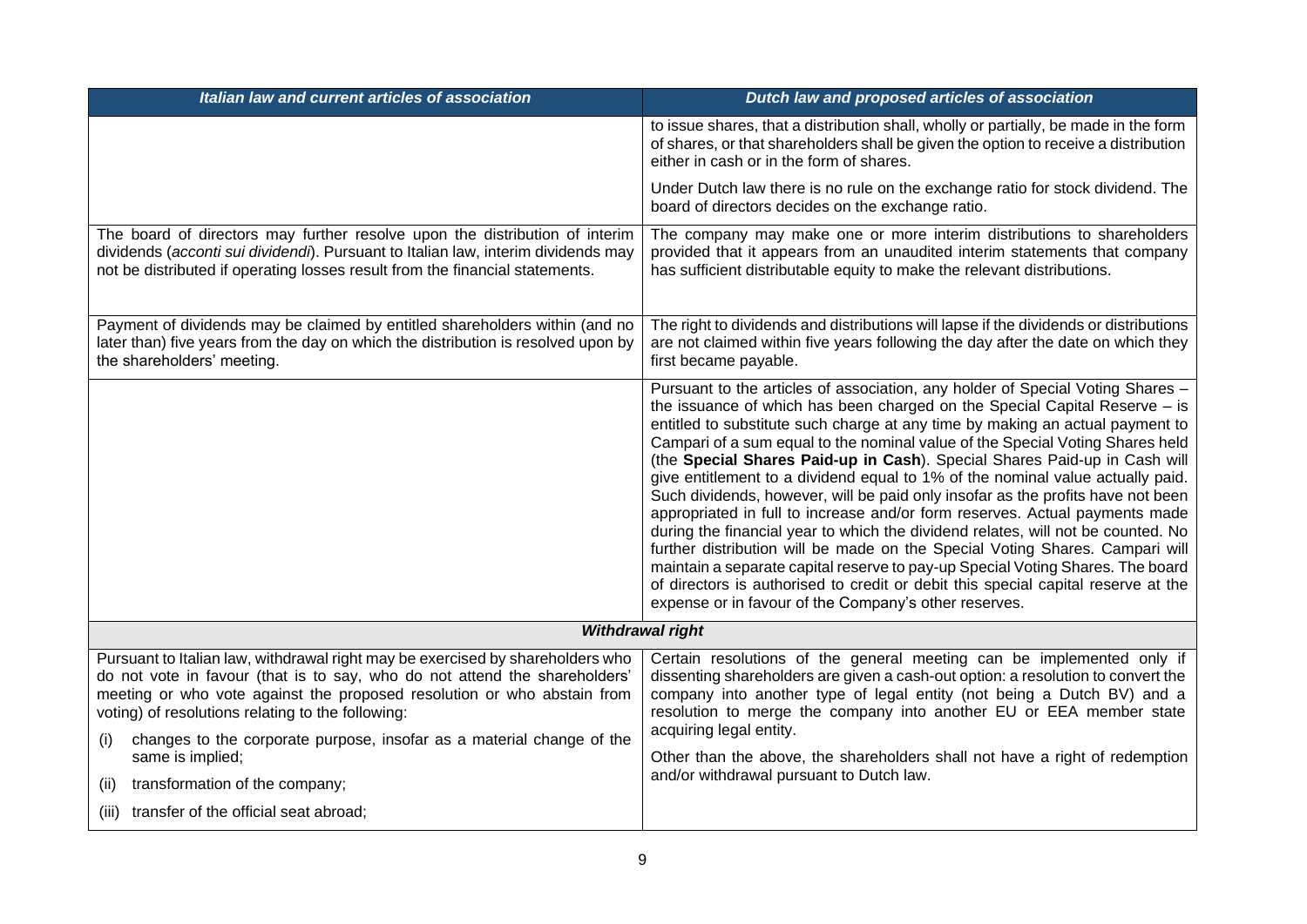| *Italian law and current articles of association* | *Dutch law and proposed articles of association* |
|---|---|
| | to issue shares, that a distribution shall, wholly or partially, be made in the form of shares, or that shareholders shall be given the option to receive a distribution either in cash or in the form of shares.<br><br>Under Dutch law there is no rule on the exchange ratio for stock dividend. The board of directors decides on the exchange ratio. |
| The board of directors may further resolve upon the distribution of interim dividends (*acconti sui dividendi*). Pursuant to Italian law, interim dividends may not be distributed if operating losses result from the financial statements. | The company may make one or more interim distributions to shareholders provided that it appears from an unaudited interim statements that company has sufficient distributable equity to make the relevant distributions. |
| Payment of dividends may be claimed by entitled shareholders within (and no later than) five years from the day on which the distribution is resolved upon by the shareholders' meeting. | The right to dividends and distributions will lapse if the dividends or distributions are not claimed within five years following the day after the date on which they first became payable. |
| | Pursuant to the articles of association, any holder of Special Voting Shares – the issuance of which has been charged on the Special Capital Reserve – is entitled to substitute such charge at any time by making an actual payment to Campari of a sum equal to the nominal value of the Special Voting Shares held (the **Special Shares Paid-up in Cash**). Special Shares Paid-up in Cash will give entitlement to a dividend equal to 1% of the nominal value actually paid. Such dividends, however, will be paid only insofar as the profits have not been appropriated in full to increase and/or form reserves. Actual payments made during the financial year to which the dividend relates, will not be counted. No further distribution will be made on the Special Voting Shares. Campari will maintain a separate capital reserve to pay-up Special Voting Shares. The board of directors is authorised to credit or debit this special capital reserve at the expense or in favour of the Company's other reserves. |
| ***Withdrawal right*** | |
| Pursuant to Italian law, withdrawal right may be exercised by shareholders who do not vote in favour (that is to say, who do not attend the shareholders' meeting or who vote against the proposed resolution or who abstain from voting) of resolutions relating to the following:<br><br>(i) changes to the corporate purpose, insofar as a material change of the same is implied;<br><br>(ii) transformation of the company;<br><br>(iii) transfer of the official seat abroad; | Certain resolutions of the general meeting can be implemented only if dissenting shareholders are given a cash-out option: a resolution to convert the company into another type of legal entity (not being a Dutch BV) and a resolution to merge the company into another EU or EEA member state acquiring legal entity.<br><br>Other than the above, the shareholders shall not have a right of redemption and/or withdrawal pursuant to Dutch law. |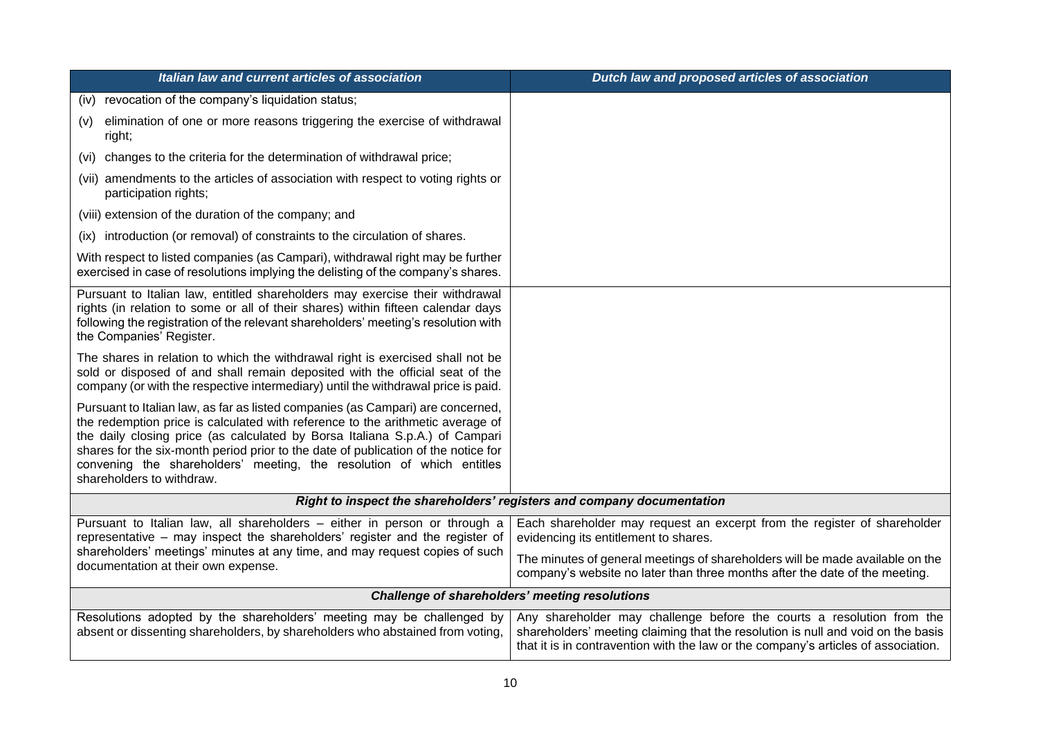| *Italian law and current articles of association* | *Dutch law and proposed articles of association* |
|---|---|
| (iv) revocation of the company's liquidation status; | |
| (v) elimination of one or more reasons triggering the exercise of withdrawal right; | |
| (vi) changes to the criteria for the determination of withdrawal price; | |
| (vii) amendments to the articles of association with respect to voting rights or participation rights; | |
| (viii) extension of the duration of the company; and | |
| (ix) introduction (or removal) of constraints to the circulation of shares. | |
| With respect to listed companies (as Campari), withdrawal right may be further exercised in case of resolutions implying the delisting of the company's shares. | |
| Pursuant to Italian law, entitled shareholders may exercise their withdrawal rights (in relation to some or all of their shares) within fifteen calendar days following the registration of the relevant shareholders' meeting's resolution with the Companies' Register. | |
| The shares in relation to which the withdrawal right is exercised shall not be sold or disposed of and shall remain deposited with the official seat of the company (or with the respective intermediary) until the withdrawal price is paid. | |
| Pursuant to Italian law, as far as listed companies (as Campari) are concerned, the redemption price is calculated with reference to the arithmetic average of the daily closing price (as calculated by Borsa Italiana S.p.A.) of Campari shares for the six-month period prior to the date of publication of the notice for convening the shareholders' meeting, the resolution of which entitles shareholders to withdraw. | |
| ***Right to inspect the shareholders' registers and company documentation*** | |
| Pursuant to Italian law, all shareholders – either in person or through a representative – may inspect the shareholders' register and the register of shareholders' meetings' minutes at any time, and may request copies of such documentation at their own expense. | Each shareholder may request an excerpt from the register of shareholder evidencing its entitlement to shares.<br><br>The minutes of general meetings of shareholders will be made available on the company's website no later than three months after the date of the meeting. |
| ***Challenge of shareholders' meeting resolutions*** | |
| Resolutions adopted by the shareholders' meeting may be challenged by absent or dissenting shareholders, by shareholders who abstained from voting, | Any shareholder may challenge before the courts a resolution from the shareholders' meeting claiming that the resolution is null and void on the basis that it is in contravention with the law or the company's articles of association. |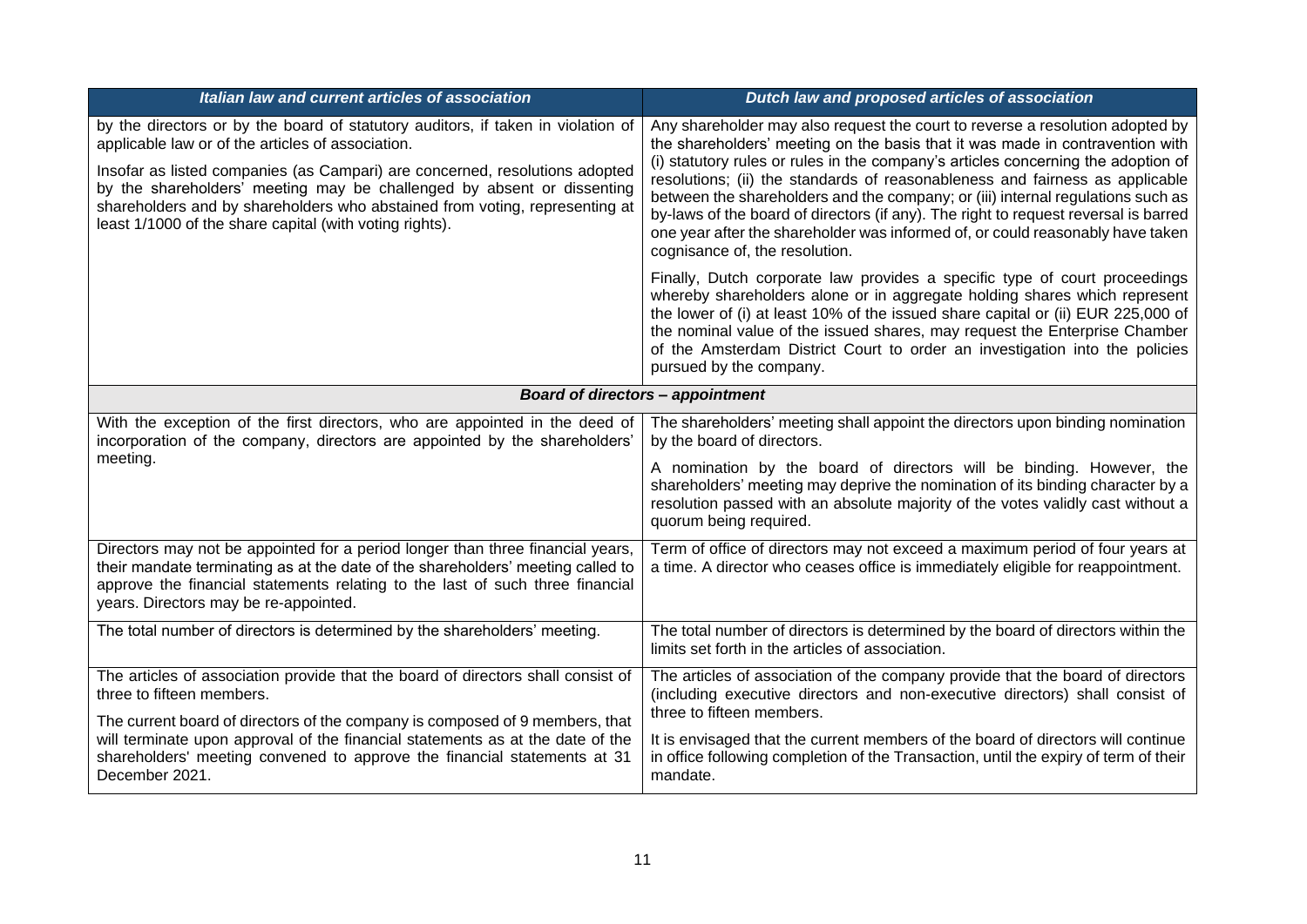| *Italian law and current articles of association* | *Dutch law and proposed articles of association* |
|---|---|
| by the directors or by the board of statutory auditors, if taken in violation of applicable law or of the articles of association.<br><br>Insofar as listed companies (as Campari) are concerned, resolutions adopted by the shareholders' meeting may be challenged by absent or dissenting shareholders and by shareholders who abstained from voting, representing at least 1/1000 of the share capital (with voting rights). | Any shareholder may also request the court to reverse a resolution adopted by the shareholders' meeting on the basis that it was made in contravention with (i) statutory rules or rules in the company's articles concerning the adoption of resolutions; (ii) the standards of reasonableness and fairness as applicable between the shareholders and the company; or (iii) internal regulations such as by-laws of the board of directors (if any). The right to request reversal is barred one year after the shareholder was informed of, or could reasonably have taken cognisance of, the resolution.<br><br>Finally, Dutch corporate law provides a specific type of court proceedings whereby shareholders alone or in aggregate holding shares which represent the lower of (i) at least 10% of the issued share capital or (ii) EUR 225,000 of the nominal value of the issued shares, may request the Enterprise Chamber of the Amsterdam District Court to order an investigation into the policies pursued by the company. |
| ***Board of directors – appointment*** | |
| With the exception of the first directors, who are appointed in the deed of incorporation of the company, directors are appointed by the shareholders' meeting. | The shareholders' meeting shall appoint the directors upon binding nomination by the board of directors.<br><br>A nomination by the board of directors will be binding. However, the shareholders' meeting may deprive the nomination of its binding character by a resolution passed with an absolute majority of the votes validly cast without a quorum being required. |
| Directors may not be appointed for a period longer than three financial years, their mandate terminating as at the date of the shareholders' meeting called to approve the financial statements relating to the last of such three financial years. Directors may be re-appointed. | Term of office of directors may not exceed a maximum period of four years at a time. A director who ceases office is immediately eligible for reappointment. |
| The total number of directors is determined by the shareholders' meeting. | The total number of directors is determined by the board of directors within the limits set forth in the articles of association. |
| The articles of association provide that the board of directors shall consist of three to fifteen members.<br><br>The current board of directors of the company is composed of 9 members, that will terminate upon approval of the financial statements as at the date of the shareholders' meeting convened to approve the financial statements at 31 December 2021. | The articles of association of the company provide that the board of directors (including executive directors and non-executive directors) shall consist of three to fifteen members.<br><br>It is envisaged that the current members of the board of directors will continue in office following completion of the Transaction, until the expiry of term of their mandate. |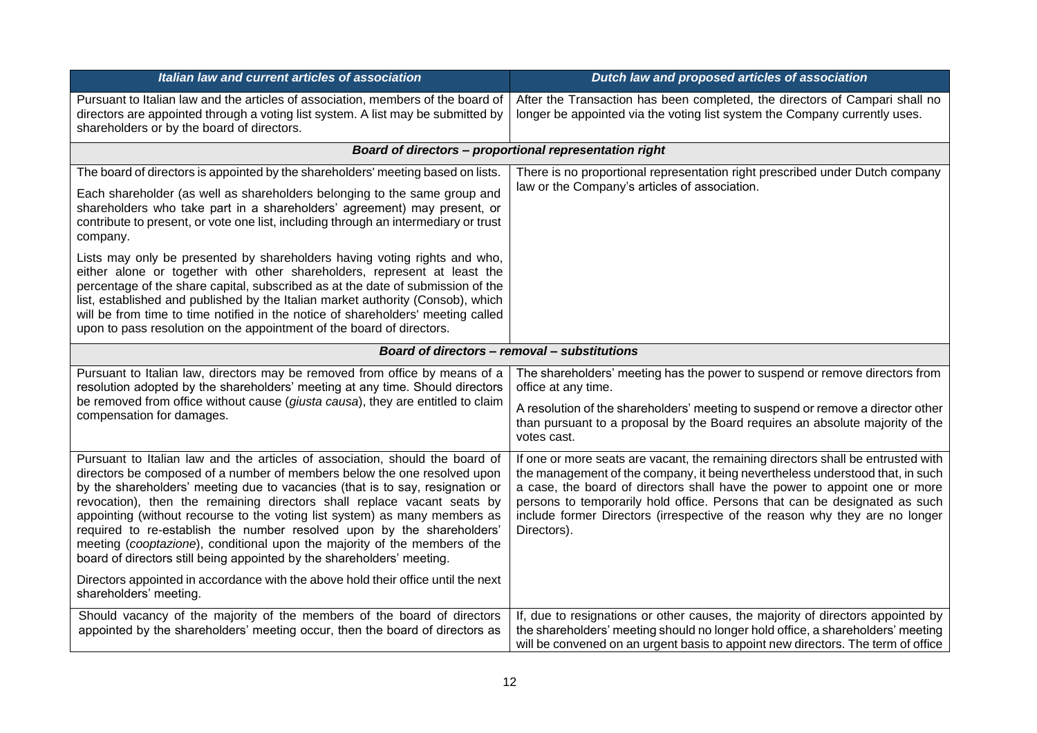| *Italian law and current articles of association* | *Dutch law and proposed articles of association* |
|---|---|
| Pursuant to Italian law and the articles of association, members of the board of directors are appointed through a voting list system. A list may be submitted by shareholders or by the board of directors. | After the Transaction has been completed, the directors of Campari shall no longer be appointed via the voting list system the Company currently uses. |
| ***Board of directors – proportional representation right*** | |
| The board of directors is appointed by the shareholders' meeting based on lists.<br><br>Each shareholder (as well as shareholders belonging to the same group and shareholders who take part in a shareholders' agreement) may present, or contribute to present, or vote one list, including through an intermediary or trust company.<br><br>Lists may only be presented by shareholders having voting rights and who, either alone or together with other shareholders, represent at least the percentage of the share capital, subscribed as at the date of submission of the list, established and published by the Italian market authority (Consob), which will be from time to time notified in the notice of shareholders' meeting called upon to pass resolution on the appointment of the board of directors. | There is no proportional representation right prescribed under Dutch company law or the Company's articles of association. |
| ***Board of directors – removal – substitutions*** | |
| Pursuant to Italian law, directors may be removed from office by means of a resolution adopted by the shareholders' meeting at any time. Should directors be removed from office without cause (*giusta causa*), they are entitled to claim compensation for damages. | The shareholders' meeting has the power to suspend or remove directors from office at any time.<br><br>A resolution of the shareholders' meeting to suspend or remove a director other than pursuant to a proposal by the Board requires an absolute majority of the votes cast. |
| Pursuant to Italian law and the articles of association, should the board of directors be composed of a number of members below the one resolved upon by the shareholders' meeting due to vacancies (that is to say, resignation or revocation), then the remaining directors shall replace vacant seats by appointing (without recourse to the voting list system) as many members as required to re-establish the number resolved upon by the shareholders' meeting (*cooptazione*), conditional upon the majority of the members of the board of directors still being appointed by the shareholders' meeting.<br><br>Directors appointed in accordance with the above hold their office until the next shareholders' meeting. | If one or more seats are vacant, the remaining directors shall be entrusted with the management of the company, it being nevertheless understood that, in such a case, the board of directors shall have the power to appoint one or more persons to temporarily hold office. Persons that can be designated as such include former Directors (irrespective of the reason why they are no longer Directors). |
| Should vacancy of the majority of the members of the board of directors appointed by the shareholders' meeting occur, then the board of directors as | If, due to resignations or other causes, the majority of directors appointed by the shareholders' meeting should no longer hold office, a shareholders' meeting will be convened on an urgent basis to appoint new directors. The term of office |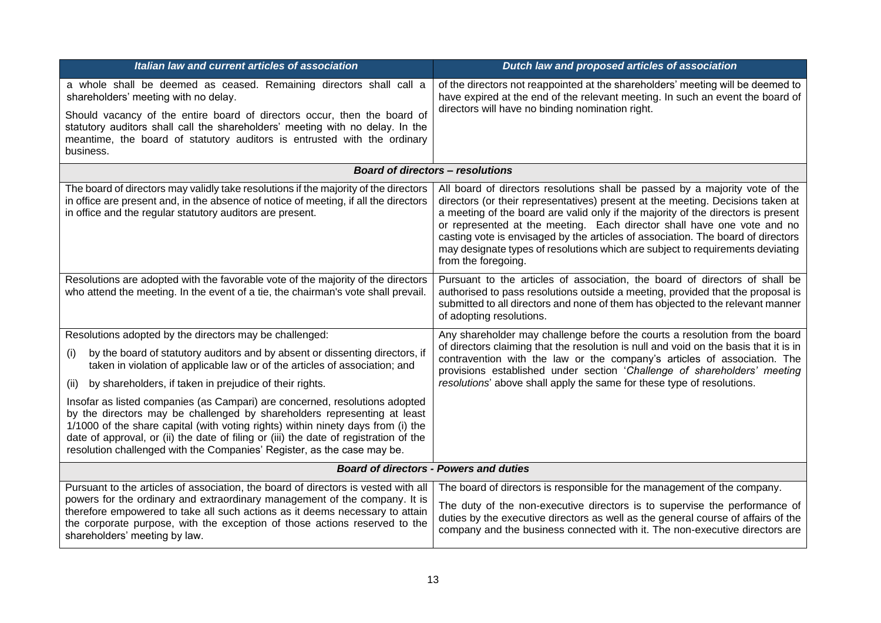| *Italian law and current articles of association* | *Dutch law and proposed articles of association* |
|---|---|
| a whole shall be deemed as ceased. Remaining directors shall call a shareholders' meeting with no delay.<br><br>Should vacancy of the entire board of directors occur, then the board of statutory auditors shall call the shareholders' meeting with no delay. In the meantime, the board of statutory auditors is entrusted with the ordinary business. | of the directors not reappointed at the shareholders' meeting will be deemed to have expired at the end of the relevant meeting. In such an event the board of directors will have no binding nomination right. |
| ***Board of directors – resolutions*** | |
| The board of directors may validly take resolutions if the majority of the directors in office are present and, in the absence of notice of meeting, if all the directors in office and the regular statutory auditors are present. | All board of directors resolutions shall be passed by a majority vote of the directors (or their representatives) present at the meeting. Decisions taken at a meeting of the board are valid only if the majority of the directors is present or represented at the meeting. Each director shall have one vote and no casting vote is envisaged by the articles of association. The board of directors may designate types of resolutions which are subject to requirements deviating from the foregoing. |
| Resolutions are adopted with the favorable vote of the majority of the directors who attend the meeting. In the event of a tie, the chairman's vote shall prevail. | Pursuant to the articles of association, the board of directors of shall be authorised to pass resolutions outside a meeting, provided that the proposal is submitted to all directors and none of them has objected to the relevant manner of adopting resolutions. |
| Resolutions adopted by the directors may be challenged:<br><br>(i) by the board of statutory auditors and by absent or dissenting directors, if taken in violation of applicable law or of the articles of association; and<br><br>(ii) by shareholders, if taken in prejudice of their rights.<br><br>Insofar as listed companies (as Campari) are concerned, resolutions adopted by the directors may be challenged by shareholders representing at least 1/1000 of the share capital (with voting rights) within ninety days from (i) the date of approval, or (ii) the date of filing or (iii) the date of registration of the resolution challenged with the Companies' Register, as the case may be. | Any shareholder may challenge before the courts a resolution from the board of directors claiming that the resolution is null and void on the basis that it is in contravention with the law or the company's articles of association. The provisions established under section '*Challenge of shareholders' meeting resolutions*' above shall apply the same for these type of resolutions. |
| ***Board of directors - Powers and duties*** | |
| Pursuant to the articles of association, the board of directors is vested with all powers for the ordinary and extraordinary management of the company. It is therefore empowered to take all such actions as it deems necessary to attain the corporate purpose, with the exception of those actions reserved to the shareholders' meeting by law. | The board of directors is responsible for the management of the company.<br><br>The duty of the non-executive directors is to supervise the performance of duties by the executive directors as well as the general course of affairs of the company and the business connected with it. The non-executive directors are |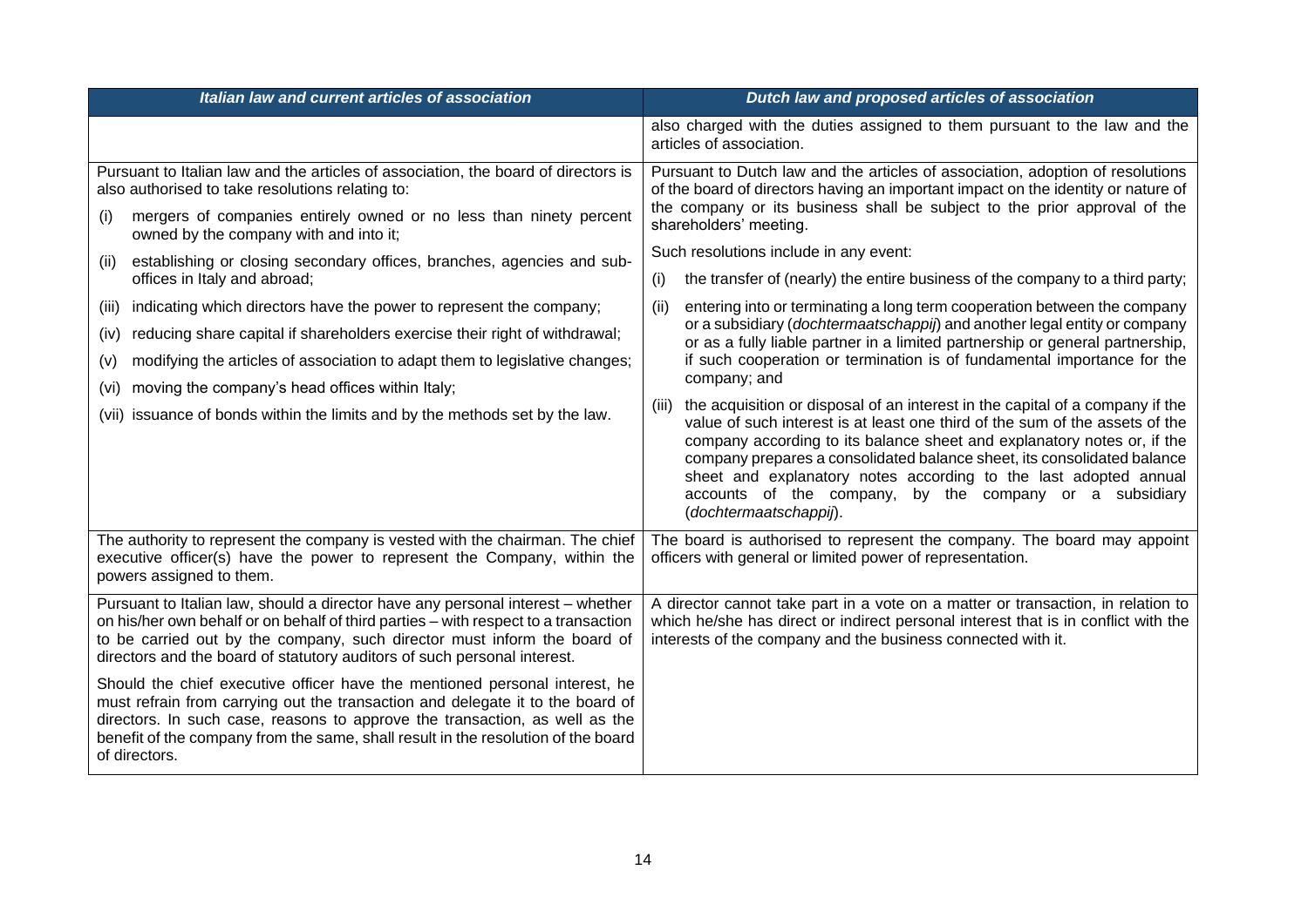| *Italian law and current articles of association* | *Dutch law and proposed articles of association* |
|---|---|
| | also charged with the duties assigned to them pursuant to the law and the articles of association. |
| Pursuant to Italian law and the articles of association, the board of directors is also authorised to take resolutions relating to:<br>(i) mergers of companies entirely owned or no less than ninety percent owned by the company with and into it;<br>(ii) establishing or closing secondary offices, branches, agencies and sub-offices in Italy and abroad;<br>(iii) indicating which directors have the power to represent the company;<br>(iv) reducing share capital if shareholders exercise their right of withdrawal;<br>(v) modifying the articles of association to adapt them to legislative changes;<br>(vi) moving the company's head offices within Italy;<br>(vii) issuance of bonds within the limits and by the methods set by the law. | Pursuant to Dutch law and the articles of association, adoption of resolutions of the board of directors having an important impact on the identity or nature of the company or its business shall be subject to the prior approval of the shareholders' meeting.<br>Such resolutions include in any event:<br>(i) the transfer of (nearly) the entire business of the company to a third party;<br>(ii) entering into or terminating a long term cooperation between the company or a subsidiary (*dochtermaatschappij*) and another legal entity or company or as a fully liable partner in a limited partnership or general partnership, if such cooperation or termination is of fundamental importance for the company; and<br>(iii) the acquisition or disposal of an interest in the capital of a company if the value of such interest is at least one third of the sum of the assets of the company according to its balance sheet and explanatory notes or, if the company prepares a consolidated balance sheet, its consolidated balance sheet and explanatory notes according to the last adopted annual accounts of the company, by the company or a subsidiary (*dochtermaatschappij*). |
| The authority to represent the company is vested with the chairman. The chief executive officer(s) have the power to represent the Company, within the powers assigned to them. | The board is authorised to represent the company. The board may appoint officers with general or limited power of representation. |
| Pursuant to Italian law, should a director have any personal interest – whether on his/her own behalf or on behalf of third parties – with respect to a transaction to be carried out by the company, such director must inform the board of directors and the board of statutory auditors of such personal interest.<br>Should the chief executive officer have the mentioned personal interest, he must refrain from carrying out the transaction and delegate it to the board of directors. In such case, reasons to approve the transaction, as well as the benefit of the company from the same, shall result in the resolution of the board of directors. | A director cannot take part in a vote on a matter or transaction, in relation to which he/she has direct or indirect personal interest that is in conflict with the interests of the company and the business connected with it. |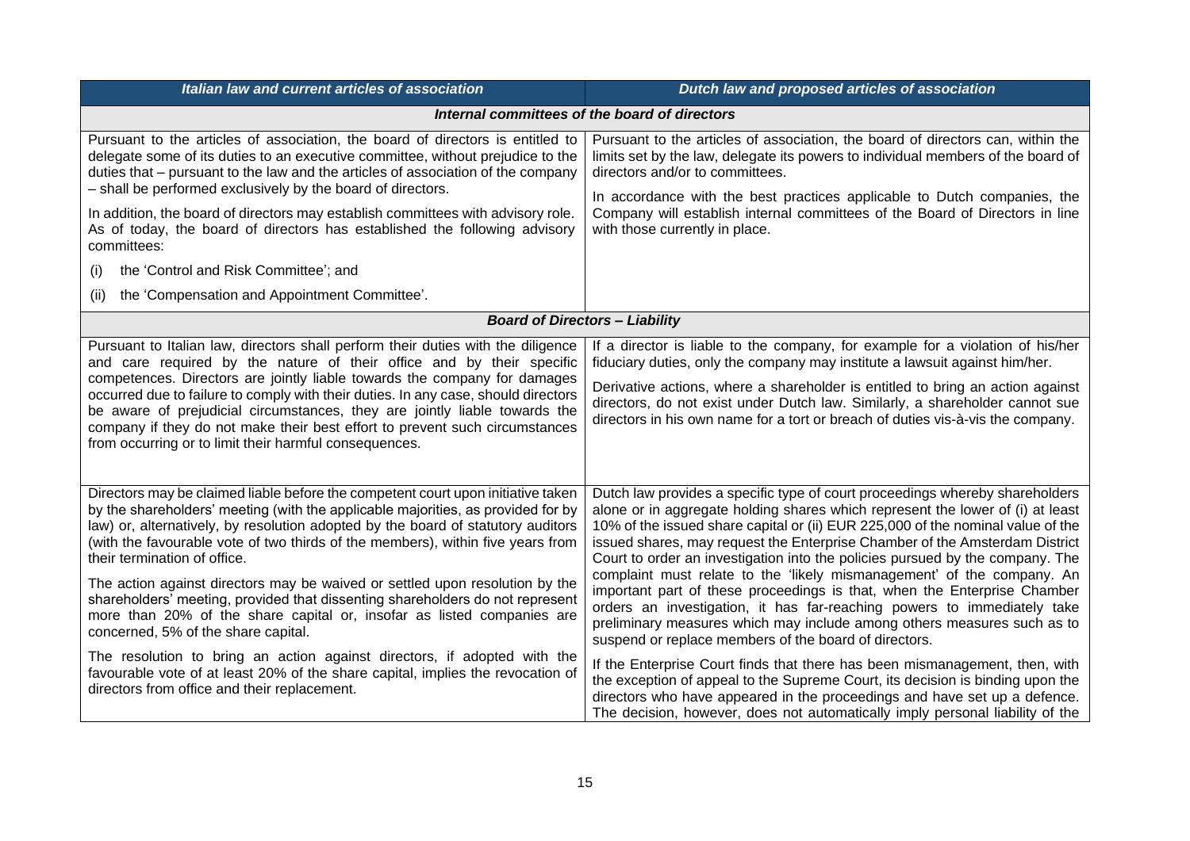| *Italian law and current articles of association* | *Dutch law and proposed articles of association* |
|---|---|
| ***Internal committees of the board of directors*** | |
| Pursuant to the articles of association, the board of directors is entitled to delegate some of its duties to an executive committee, without prejudice to the duties that – pursuant to the law and the articles of association of the company – shall be performed exclusively by the board of directors.<br><br>In addition, the board of directors may establish committees with advisory role. As of today, the board of directors has established the following advisory committees:<br><br>(i) the 'Control and Risk Committee'; and<br><br>(ii) the 'Compensation and Appointment Committee'. | Pursuant to the articles of association, the board of directors can, within the limits set by the law, delegate its powers to individual members of the board of directors and/or to committees.<br><br>In accordance with the best practices applicable to Dutch companies, the Company will establish internal committees of the Board of Directors in line with those currently in place. |
| ***Board of Directors – Liability*** | |
| Pursuant to Italian law, directors shall perform their duties with the diligence and care required by the nature of their office and by their specific competences. Directors are jointly liable towards the company for damages occurred due to failure to comply with their duties. In any case, should directors be aware of prejudicial circumstances, they are jointly liable towards the company if they do not make their best effort to prevent such circumstances from occurring or to limit their harmful consequences. | If a director is liable to the company, for example for a violation of his/her fiduciary duties, only the company may institute a lawsuit against him/her.<br><br>Derivative actions, where a shareholder is entitled to bring an action against directors, do not exist under Dutch law. Similarly, a shareholder cannot sue directors in his own name for a tort or breach of duties vis-à-vis the company. |
| Directors may be claimed liable before the competent court upon initiative taken by the shareholders' meeting (with the applicable majorities, as provided for by law) or, alternatively, by resolution adopted by the board of statutory auditors (with the favourable vote of two thirds of the members), within five years from their termination of office.<br><br>The action against directors may be waived or settled upon resolution by the shareholders' meeting, provided that dissenting shareholders do not represent more than 20% of the share capital or, insofar as listed companies are concerned, 5% of the share capital.<br><br>The resolution to bring an action against directors, if adopted with the favourable vote of at least 20% of the share capital, implies the revocation of directors from office and their replacement. | Dutch law provides a specific type of court proceedings whereby shareholders alone or in aggregate holding shares which represent the lower of (i) at least 10% of the issued share capital or (ii) EUR 225,000 of the nominal value of the issued shares, may request the Enterprise Chamber of the Amsterdam District Court to order an investigation into the policies pursued by the company. The complaint must relate to the 'likely mismanagement' of the company. An important part of these proceedings is that, when the Enterprise Chamber orders an investigation, it has far-reaching powers to immediately take preliminary measures which may include among others measures such as to suspend or replace members of the board of directors.<br><br>If the Enterprise Court finds that there has been mismanagement, then, with the exception of appeal to the Supreme Court, its decision is binding upon the directors who have appeared in the proceedings and have set up a defence. The decision, however, does not automatically imply personal liability of the |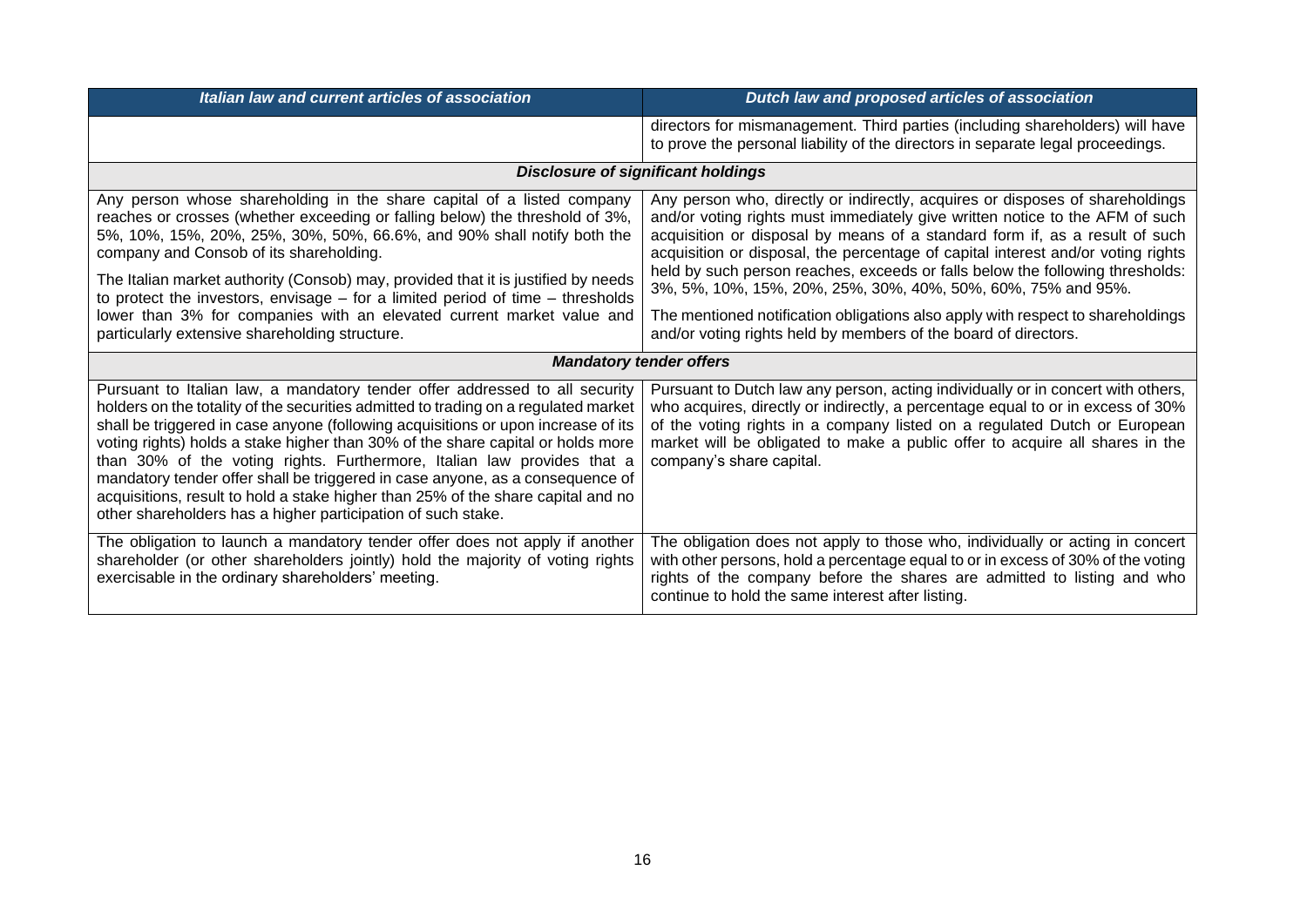| Italian law and current articles of association | Dutch law and proposed articles of association |
| --- | --- |
| | directors for mismanagement. Third parties (including shareholders) will have to prove the personal liability of the directors in separate legal proceedings. |
| ***Disclosure of significant holdings*** | |
| Any person whose shareholding in the share capital of a listed company reaches or crosses (whether exceeding or falling below) the threshold of 3%, 5%, 10%, 15%, 20%, 25%, 30%, 50%, 66.6%, and 90% shall notify both the company and Consob of its shareholding.<br><br>The Italian market authority (Consob) may, provided that it is justified by needs to protect the investors, envisage – for a limited period of time – thresholds lower than 3% for companies with an elevated current market value and particularly extensive shareholding structure. | Any person who, directly or indirectly, acquires or disposes of shareholdings and/or voting rights must immediately give written notice to the AFM of such acquisition or disposal by means of a standard form if, as a result of such acquisition or disposal, the percentage of capital interest and/or voting rights held by such person reaches, exceeds or falls below the following thresholds: 3%, 5%, 10%, 15%, 20%, 25%, 30%, 40%, 50%, 60%, 75% and 95%.<br><br>The mentioned notification obligations also apply with respect to shareholdings and/or voting rights held by members of the board of directors. |
| ***Mandatory tender offers*** | |
| Pursuant to Italian law, a mandatory tender offer addressed to all security holders on the totality of the securities admitted to trading on a regulated market shall be triggered in case anyone (following acquisitions or upon increase of its voting rights) holds a stake higher than 30% of the share capital or holds more than 30% of the voting rights. Furthermore, Italian law provides that a mandatory tender offer shall be triggered in case anyone, as a consequence of acquisitions, result to hold a stake higher than 25% of the share capital and no other shareholders has a higher participation of such stake. | Pursuant to Dutch law any person, acting individually or in concert with others, who acquires, directly or indirectly, a percentage equal to or in excess of 30% of the voting rights in a company listed on a regulated Dutch or European market will be obligated to make a public offer to acquire all shares in the company's share capital. |
| The obligation to launch a mandatory tender offer does not apply if another shareholder (or other shareholders jointly) hold the majority of voting rights exercisable in the ordinary shareholders' meeting. | The obligation does not apply to those who, individually or acting in concert with other persons, hold a percentage equal to or in excess of 30% of the voting rights of the company before the shares are admitted to listing and who continue to hold the same interest after listing. |